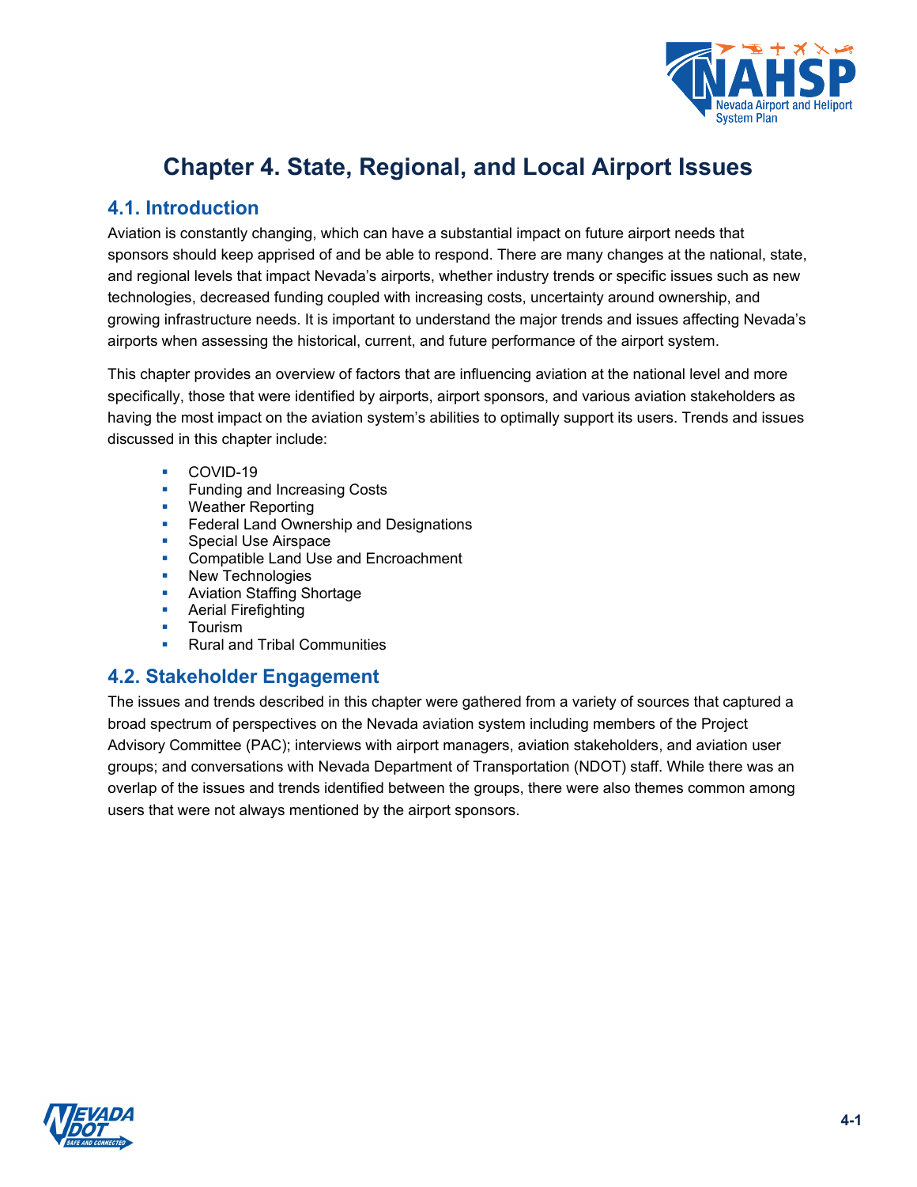# Chapter 4. State, Regional, and Local Airport Issues

## 4.1. Introduction

Aviation is constantly changing, which can have a substantial impact on future airport needs that sponsors should keep apprised of and be able to respond. There are many changes at the national, state, and regional levels that impact Nevada's airports, whether industry trends or specific issues such as new technologies, decreased funding coupled with increasing costs, uncertainty around ownership, and growing infrastructure needs. It is important to understand the major trends and issues affecting Nevada's airports when assessing the historical, current, and future performance of the airport system.

This chapter provides an overview of factors that are influencing aviation at the national level and more specifically, those that were identified by airports, airport sponsors, and various aviation stakeholders as having the most impact on the aviation system's abilities to optimally support its users. Trends and issues discussed in this chapter include:

- COVID-19
- Funding and Increasing Costs
- Weather Reporting
- Federal Land Ownership and Designations
- Special Use Airspace
- Compatible Land Use and Encroachment
- New Technologies
- Aviation Staffing Shortage
- Aerial Firefighting
- Tourism
- Rural and Tribal Communities

## 4.2. Stakeholder Engagement

The issues and trends described in this chapter were gathered from a variety of sources that captured a broad spectrum of perspectives on the Nevada aviation system including members of the Project Advisory Committee (PAC); interviews with airport managers, aviation stakeholders, and aviation user groups; and conversations with Nevada Department of Transportation (NDOT) staff. While there was an overlap of the issues and trends identified between the groups, there were also themes common among users that were not always mentioned by the airport sponsors.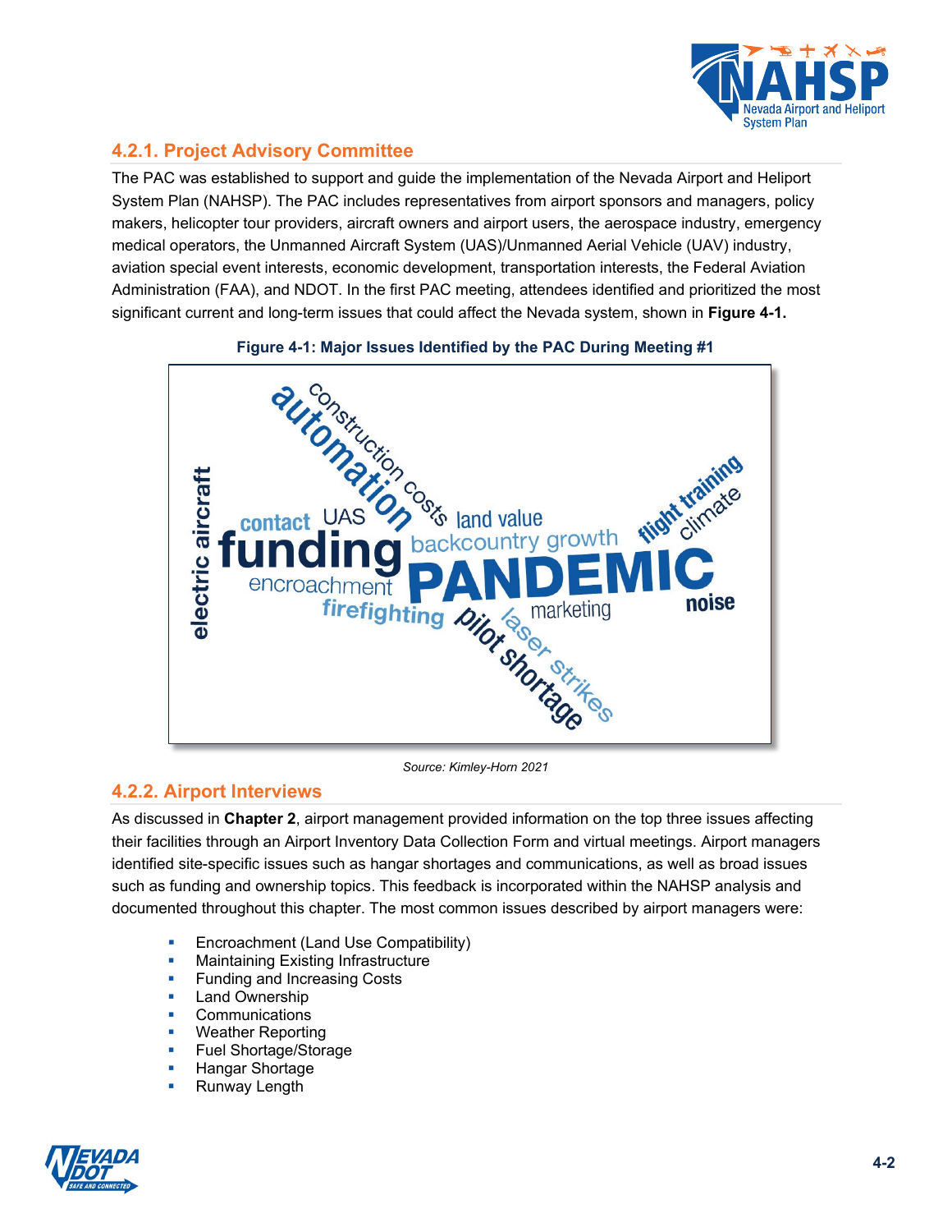### 4.2.1. Project Advisory Committee

The PAC was established to support and guide the implementation of the Nevada Airport and Heliport System Plan (NAHSP). The PAC includes representatives from airport sponsors and managers, policy makers, helicopter tour providers, aircraft owners and airport users, the aerospace industry, emergency medical operators, the Unmanned Aircraft System (UAS)/Unmanned Aerial Vehicle (UAV) industry, aviation special event interests, economic development, transportation interests, the Federal Aviation Administration (FAA), and NDOT. In the first PAC meeting, attendees identified and prioritized the most significant current and long-term issues that could affect the Nevada system, shown in **Figure 4-1.**

**Figure 4-1: Major Issues Identified by the PAC During Meeting #1**

electric aircraft, automation, construction costs, contact, UAS, funding, land value, backcountry growth, flight training, climate, encroachment, PANDEMIC, firefighting, pilot shortage, laser strikes, marketing, noise

*Source: Kimley-Horn 2021*

### 4.2.2. Airport Interviews

As discussed in **Chapter 2**, airport management provided information on the top three issues affecting their facilities through an Airport Inventory Data Collection Form and virtual meetings. Airport managers identified site-specific issues such as hangar shortages and communications, as well as broad issues such as funding and ownership topics. This feedback is incorporated within the NAHSP analysis and documented throughout this chapter. The most common issues described by airport managers were:

- Encroachment (Land Use Compatibility)
- Maintaining Existing Infrastructure
- Funding and Increasing Costs
- Land Ownership
- Communications
- Weather Reporting
- Fuel Shortage/Storage
- Hangar Shortage
- Runway Length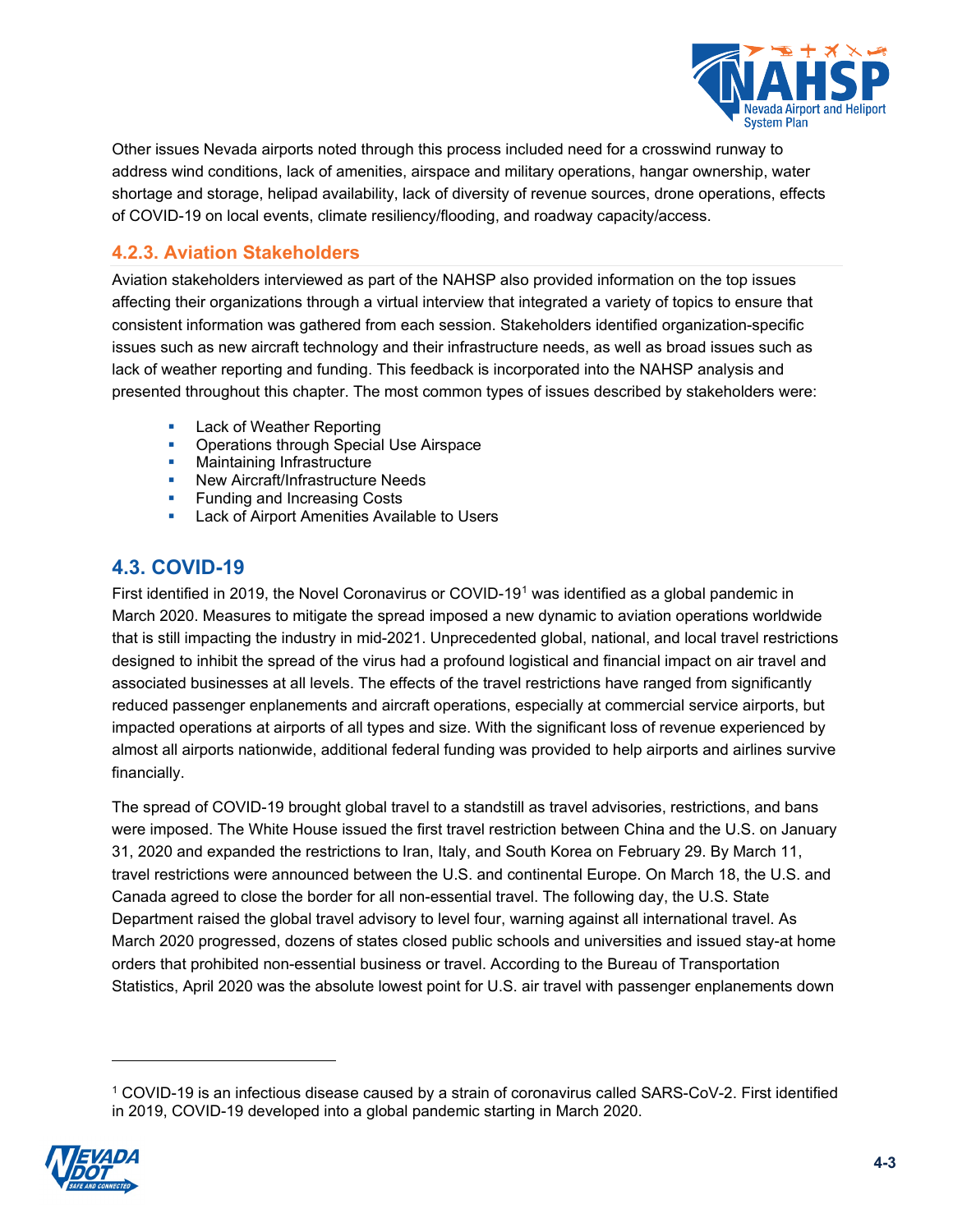Other issues Nevada airports noted through this process included need for a crosswind runway to address wind conditions, lack of amenities, airspace and military operations, hangar ownership, water shortage and storage, helipad availability, lack of diversity of revenue sources, drone operations, effects of COVID-19 on local events, climate resiliency/flooding, and roadway capacity/access.

### 4.2.3. Aviation Stakeholders

Aviation stakeholders interviewed as part of the NAHSP also provided information on the top issues affecting their organizations through a virtual interview that integrated a variety of topics to ensure that consistent information was gathered from each session. Stakeholders identified organization-specific issues such as new aircraft technology and their infrastructure needs, as well as broad issues such as lack of weather reporting and funding. This feedback is incorporated into the NAHSP analysis and presented throughout this chapter. The most common types of issues described by stakeholders were:

- Lack of Weather Reporting
- Operations through Special Use Airspace
- Maintaining Infrastructure
- New Aircraft/Infrastructure Needs
- Funding and Increasing Costs
- Lack of Airport Amenities Available to Users

## 4.3. COVID-19

First identified in 2019, the Novel Coronavirus or COVID-19[1] was identified as a global pandemic in March 2020. Measures to mitigate the spread imposed a new dynamic to aviation operations worldwide that is still impacting the industry in mid-2021. Unprecedented global, national, and local travel restrictions designed to inhibit the spread of the virus had a profound logistical and financial impact on air travel and associated businesses at all levels. The effects of the travel restrictions have ranged from significantly reduced passenger enplanements and aircraft operations, especially at commercial service airports, but impacted operations at airports of all types and size. With the significant loss of revenue experienced by almost all airports nationwide, additional federal funding was provided to help airports and airlines survive financially.

The spread of COVID-19 brought global travel to a standstill as travel advisories, restrictions, and bans were imposed. The White House issued the first travel restriction between China and the U.S. on January 31, 2020 and expanded the restrictions to Iran, Italy, and South Korea on February 29. By March 11, travel restrictions were announced between the U.S. and continental Europe. On March 18, the U.S. and Canada agreed to close the border for all non-essential travel. The following day, the U.S. State Department raised the global travel advisory to level four, warning against all international travel. As March 2020 progressed, dozens of states closed public schools and universities and issued stay-at home orders that prohibited non-essential business or travel. According to the Bureau of Transportation Statistics, April 2020 was the absolute lowest point for U.S. air travel with passenger enplanements down

[1] COVID-19 is an infectious disease caused by a strain of coronavirus called SARS-CoV-2. First identified in 2019, COVID-19 developed into a global pandemic starting in March 2020.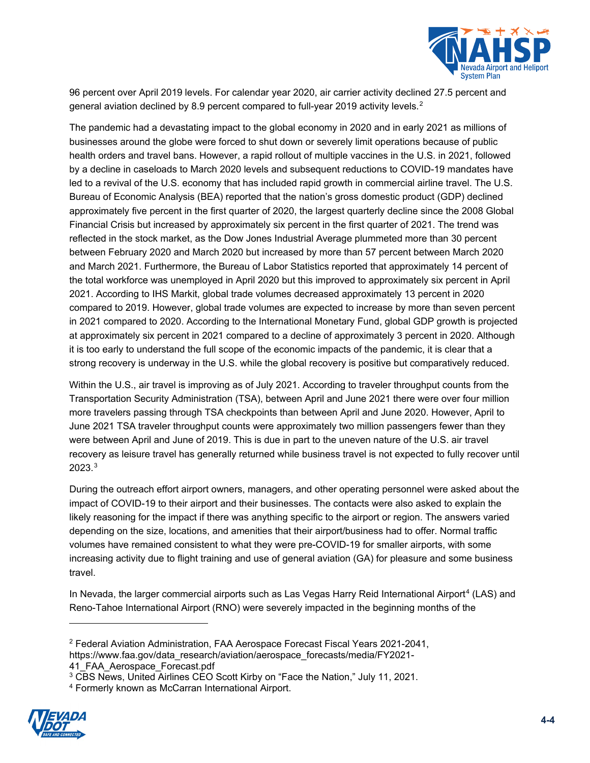96 percent over April 2019 levels. For calendar year 2020, air carrier activity declined 27.5 percent and general aviation declined by 8.9 percent compared to full-year 2019 activity levels.[2]

The pandemic had a devastating impact to the global economy in 2020 and in early 2021 as millions of businesses around the globe were forced to shut down or severely limit operations because of public health orders and travel bans. However, a rapid rollout of multiple vaccines in the U.S. in 2021, followed by a decline in caseloads to March 2020 levels and subsequent reductions to COVID-19 mandates have led to a revival of the U.S. economy that has included rapid growth in commercial airline travel. The U.S. Bureau of Economic Analysis (BEA) reported that the nation's gross domestic product (GDP) declined approximately five percent in the first quarter of 2020, the largest quarterly decline since the 2008 Global Financial Crisis but increased by approximately six percent in the first quarter of 2021. The trend was reflected in the stock market, as the Dow Jones Industrial Average plummeted more than 30 percent between February 2020 and March 2020 but increased by more than 57 percent between March 2020 and March 2021. Furthermore, the Bureau of Labor Statistics reported that approximately 14 percent of the total workforce was unemployed in April 2020 but this improved to approximately six percent in April 2021. According to IHS Markit, global trade volumes decreased approximately 13 percent in 2020 compared to 2019. However, global trade volumes are expected to increase by more than seven percent in 2021 compared to 2020. According to the International Monetary Fund, global GDP growth is projected at approximately six percent in 2021 compared to a decline of approximately 3 percent in 2020. Although it is too early to understand the full scope of the economic impacts of the pandemic, it is clear that a strong recovery is underway in the U.S. while the global recovery is positive but comparatively reduced.

Within the U.S., air travel is improving as of July 2021. According to traveler throughput counts from the Transportation Security Administration (TSA), between April and June 2021 there were over four million more travelers passing through TSA checkpoints than between April and June 2020. However, April to June 2021 TSA traveler throughput counts were approximately two million passengers fewer than they were between April and June of 2019. This is due in part to the uneven nature of the U.S. air travel recovery as leisure travel has generally returned while business travel is not expected to fully recover until 2023.[3]

During the outreach effort airport owners, managers, and other operating personnel were asked about the impact of COVID-19 to their airport and their businesses. The contacts were also asked to explain the likely reasoning for the impact if there was anything specific to the airport or region. The answers varied depending on the size, locations, and amenities that their airport/business had to offer. Normal traffic volumes have remained consistent to what they were pre-COVID-19 for smaller airports, with some increasing activity due to flight training and use of general aviation (GA) for pleasure and some business travel.

In Nevada, the larger commercial airports such as Las Vegas Harry Reid International Airport[4] (LAS) and Reno-Tahoe International Airport (RNO) were severely impacted in the beginning months of the

---

[2] Federal Aviation Administration, FAA Aerospace Forecast Fiscal Years 2021-2041, https://www.faa.gov/data_research/aviation/aerospace_forecasts/media/FY2021-41_FAA_Aerospace_Forecast.pdf

[3] CBS News, United Airlines CEO Scott Kirby on "Face the Nation," July 11, 2021.

[4] Formerly known as McCarran International Airport.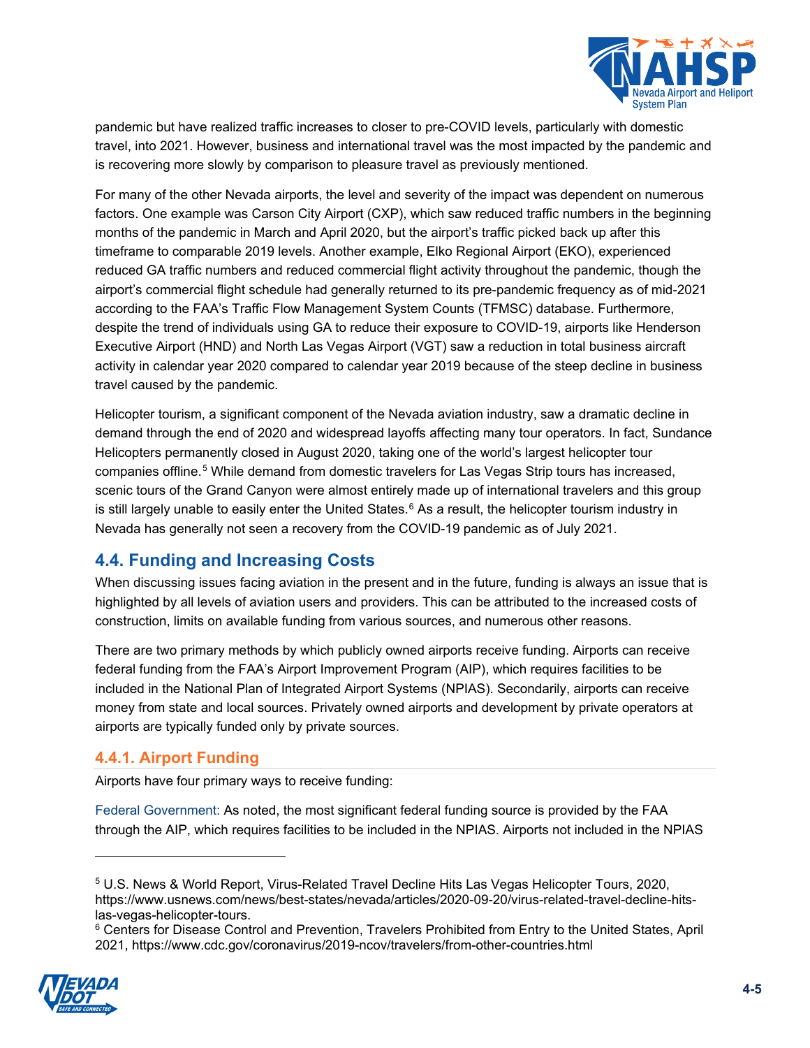pandemic but have realized traffic increases to closer to pre-COVID levels, particularly with domestic travel, into 2021. However, business and international travel was the most impacted by the pandemic and is recovering more slowly by comparison to pleasure travel as previously mentioned.

For many of the other Nevada airports, the level and severity of the impact was dependent on numerous factors. One example was Carson City Airport (CXP), which saw reduced traffic numbers in the beginning months of the pandemic in March and April 2020, but the airport's traffic picked back up after this timeframe to comparable 2019 levels. Another example, Elko Regional Airport (EKO), experienced reduced GA traffic numbers and reduced commercial flight activity throughout the pandemic, though the airport's commercial flight schedule had generally returned to its pre-pandemic frequency as of mid-2021 according to the FAA's Traffic Flow Management System Counts (TFMSC) database. Furthermore, despite the trend of individuals using GA to reduce their exposure to COVID-19, airports like Henderson Executive Airport (HND) and North Las Vegas Airport (VGT) saw a reduction in total business aircraft activity in calendar year 2020 compared to calendar year 2019 because of the steep decline in business travel caused by the pandemic.

Helicopter tourism, a significant component of the Nevada aviation industry, saw a dramatic decline in demand through the end of 2020 and widespread layoffs affecting many tour operators. In fact, Sundance Helicopters permanently closed in August 2020, taking one of the world's largest helicopter tour companies offline.[5] While demand from domestic travelers for Las Vegas Strip tours has increased, scenic tours of the Grand Canyon were almost entirely made up of international travelers and this group is still largely unable to easily enter the United States.[6] As a result, the helicopter tourism industry in Nevada has generally not seen a recovery from the COVID-19 pandemic as of July 2021.

## 4.4. Funding and Increasing Costs

When discussing issues facing aviation in the present and in the future, funding is always an issue that is highlighted by all levels of aviation users and providers. This can be attributed to the increased costs of construction, limits on available funding from various sources, and numerous other reasons.

There are two primary methods by which publicly owned airports receive funding. Airports can receive federal funding from the FAA's Airport Improvement Program (AIP), which requires facilities to be included in the National Plan of Integrated Airport Systems (NPIAS). Secondarily, airports can receive money from state and local sources. Privately owned airports and development by private operators at airports are typically funded only by private sources.

### 4.4.1. Airport Funding

Airports have four primary ways to receive funding:

Federal Government: As noted, the most significant federal funding source is provided by the FAA through the AIP, which requires facilities to be included in the NPIAS. Airports not included in the NPIAS

---

[5] U.S. News & World Report, Virus-Related Travel Decline Hits Las Vegas Helicopter Tours, 2020, https://www.usnews.com/news/best-states/nevada/articles/2020-09-20/virus-related-travel-decline-hits-las-vegas-helicopter-tours.

[6] Centers for Disease Control and Prevention, Travelers Prohibited from Entry to the United States, April 2021, https://www.cdc.gov/coronavirus/2019-ncov/travelers/from-other-countries.html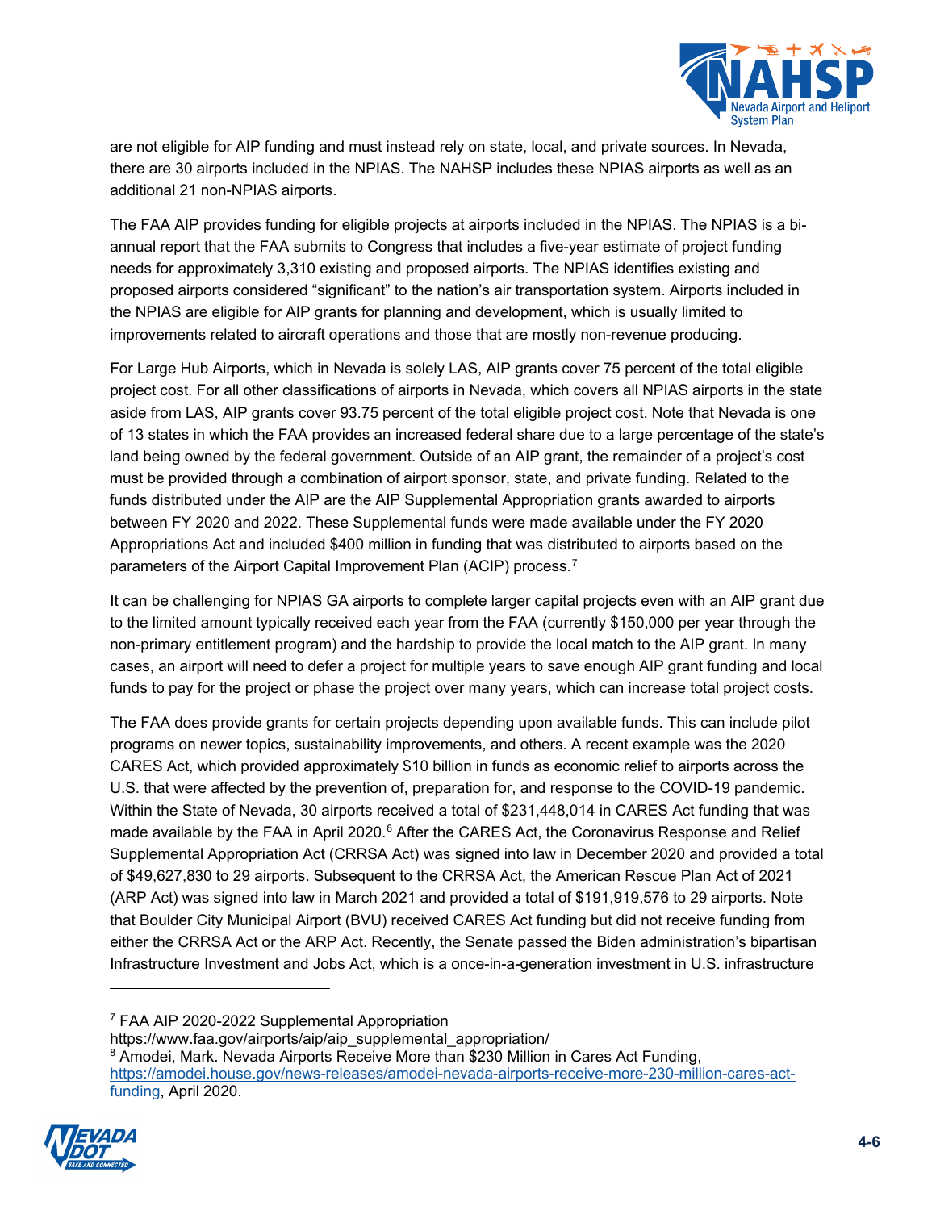are not eligible for AIP funding and must instead rely on state, local, and private sources. In Nevada, there are 30 airports included in the NPIAS. The NAHSP includes these NPIAS airports as well as an additional 21 non-NPIAS airports.

The FAA AIP provides funding for eligible projects at airports included in the NPIAS. The NPIAS is a bi-annual report that the FAA submits to Congress that includes a five-year estimate of project funding needs for approximately 3,310 existing and proposed airports. The NPIAS identifies existing and proposed airports considered "significant" to the nation's air transportation system. Airports included in the NPIAS are eligible for AIP grants for planning and development, which is usually limited to improvements related to aircraft operations and those that are mostly non-revenue producing.

For Large Hub Airports, which in Nevada is solely LAS, AIP grants cover 75 percent of the total eligible project cost. For all other classifications of airports in Nevada, which covers all NPIAS airports in the state aside from LAS, AIP grants cover 93.75 percent of the total eligible project cost. Note that Nevada is one of 13 states in which the FAA provides an increased federal share due to a large percentage of the state's land being owned by the federal government. Outside of an AIP grant, the remainder of a project's cost must be provided through a combination of airport sponsor, state, and private funding. Related to the funds distributed under the AIP are the AIP Supplemental Appropriation grants awarded to airports between FY 2020 and 2022. These Supplemental funds were made available under the FY 2020 Appropriations Act and included $400 million in funding that was distributed to airports based on the parameters of the Airport Capital Improvement Plan (ACIP) process.[7]

It can be challenging for NPIAS GA airports to complete larger capital projects even with an AIP grant due to the limited amount typically received each year from the FAA (currently $150,000 per year through the non-primary entitlement program) and the hardship to provide the local match to the AIP grant. In many cases, an airport will need to defer a project for multiple years to save enough AIP grant funding and local funds to pay for the project or phase the project over many years, which can increase total project costs.

The FAA does provide grants for certain projects depending upon available funds. This can include pilot programs on newer topics, sustainability improvements, and others. A recent example was the 2020 CARES Act, which provided approximately $10 billion in funds as economic relief to airports across the U.S. that were affected by the prevention of, preparation for, and response to the COVID-19 pandemic. Within the State of Nevada, 30 airports received a total of $231,448,014 in CARES Act funding that was made available by the FAA in April 2020.[8] After the CARES Act, the Coronavirus Response and Relief Supplemental Appropriation Act (CRRSA Act) was signed into law in December 2020 and provided a total of $49,627,830 to 29 airports. Subsequent to the CRRSA Act, the American Rescue Plan Act of 2021 (ARP Act) was signed into law in March 2021 and provided a total of $191,919,576 to 29 airports. Note that Boulder City Municipal Airport (BVU) received CARES Act funding but did not receive funding from either the CRRSA Act or the ARP Act. Recently, the Senate passed the Biden administration's bipartisan Infrastructure Investment and Jobs Act, which is a once-in-a-generation investment in U.S. infrastructure

---

[7] FAA AIP 2020-2022 Supplemental Appropriation
https://www.faa.gov/airports/aip/aip_supplemental_appropriation/

[8] Amodei, Mark. Nevada Airports Receive More than $230 Million in Cares Act Funding, https://amodei.house.gov/news-releases/amodei-nevada-airports-receive-more-230-million-cares-act-funding, April 2020.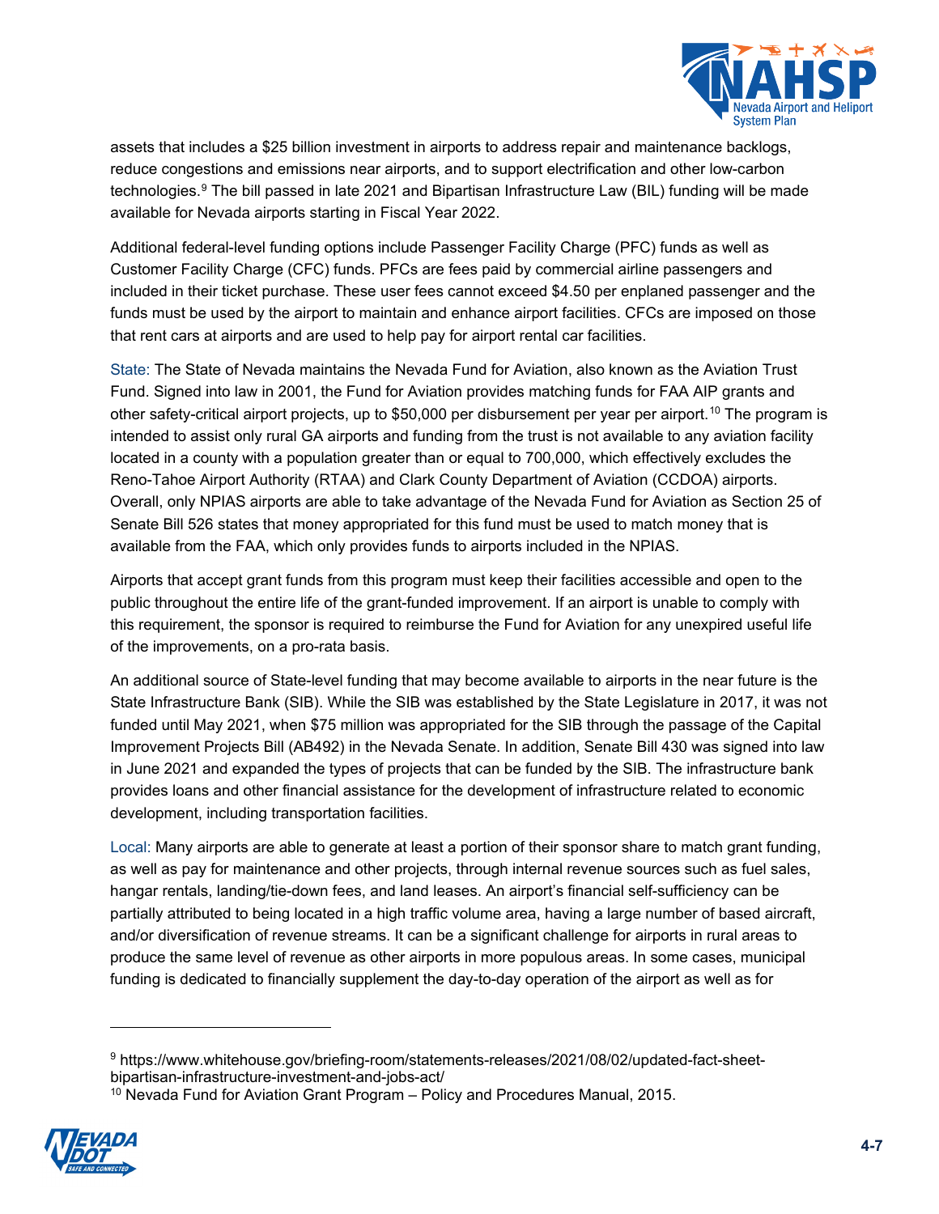assets that includes a $25 billion investment in airports to address repair and maintenance backlogs, reduce congestions and emissions near airports, and to support electrification and other low-carbon technologies.[9] The bill passed in late 2021 and Bipartisan Infrastructure Law (BIL) funding will be made available for Nevada airports starting in Fiscal Year 2022.

Additional federal-level funding options include Passenger Facility Charge (PFC) funds as well as Customer Facility Charge (CFC) funds. PFCs are fees paid by commercial airline passengers and included in their ticket purchase. These user fees cannot exceed $4.50 per enplaned passenger and the funds must be used by the airport to maintain and enhance airport facilities. CFCs are imposed on those that rent cars at airports and are used to help pay for airport rental car facilities.

State: The State of Nevada maintains the Nevada Fund for Aviation, also known as the Aviation Trust Fund. Signed into law in 2001, the Fund for Aviation provides matching funds for FAA AIP grants and other safety-critical airport projects, up to $50,000 per disbursement per year per airport.[10] The program is intended to assist only rural GA airports and funding from the trust is not available to any aviation facility located in a county with a population greater than or equal to 700,000, which effectively excludes the Reno-Tahoe Airport Authority (RTAA) and Clark County Department of Aviation (CCDOA) airports. Overall, only NPIAS airports are able to take advantage of the Nevada Fund for Aviation as Section 25 of Senate Bill 526 states that money appropriated for this fund must be used to match money that is available from the FAA, which only provides funds to airports included in the NPIAS.

Airports that accept grant funds from this program must keep their facilities accessible and open to the public throughout the entire life of the grant-funded improvement. If an airport is unable to comply with this requirement, the sponsor is required to reimburse the Fund for Aviation for any unexpired useful life of the improvements, on a pro-rata basis.

An additional source of State-level funding that may become available to airports in the near future is the State Infrastructure Bank (SIB). While the SIB was established by the State Legislature in 2017, it was not funded until May 2021, when $75 million was appropriated for the SIB through the passage of the Capital Improvement Projects Bill (AB492) in the Nevada Senate. In addition, Senate Bill 430 was signed into law in June 2021 and expanded the types of projects that can be funded by the SIB. The infrastructure bank provides loans and other financial assistance for the development of infrastructure related to economic development, including transportation facilities.

Local: Many airports are able to generate at least a portion of their sponsor share to match grant funding, as well as pay for maintenance and other projects, through internal revenue sources such as fuel sales, hangar rentals, landing/tie-down fees, and land leases. An airport's financial self-sufficiency can be partially attributed to being located in a high traffic volume area, having a large number of based aircraft, and/or diversification of revenue streams. It can be a significant challenge for airports in rural areas to produce the same level of revenue as other airports in more populous areas. In some cases, municipal funding is dedicated to financially supplement the day-to-day operation of the airport as well as for

---

[9] https://www.whitehouse.gov/briefing-room/statements-releases/2021/08/02/updated-fact-sheet-bipartisan-infrastructure-investment-and-jobs-act/

[10] Nevada Fund for Aviation Grant Program – Policy and Procedures Manual, 2015.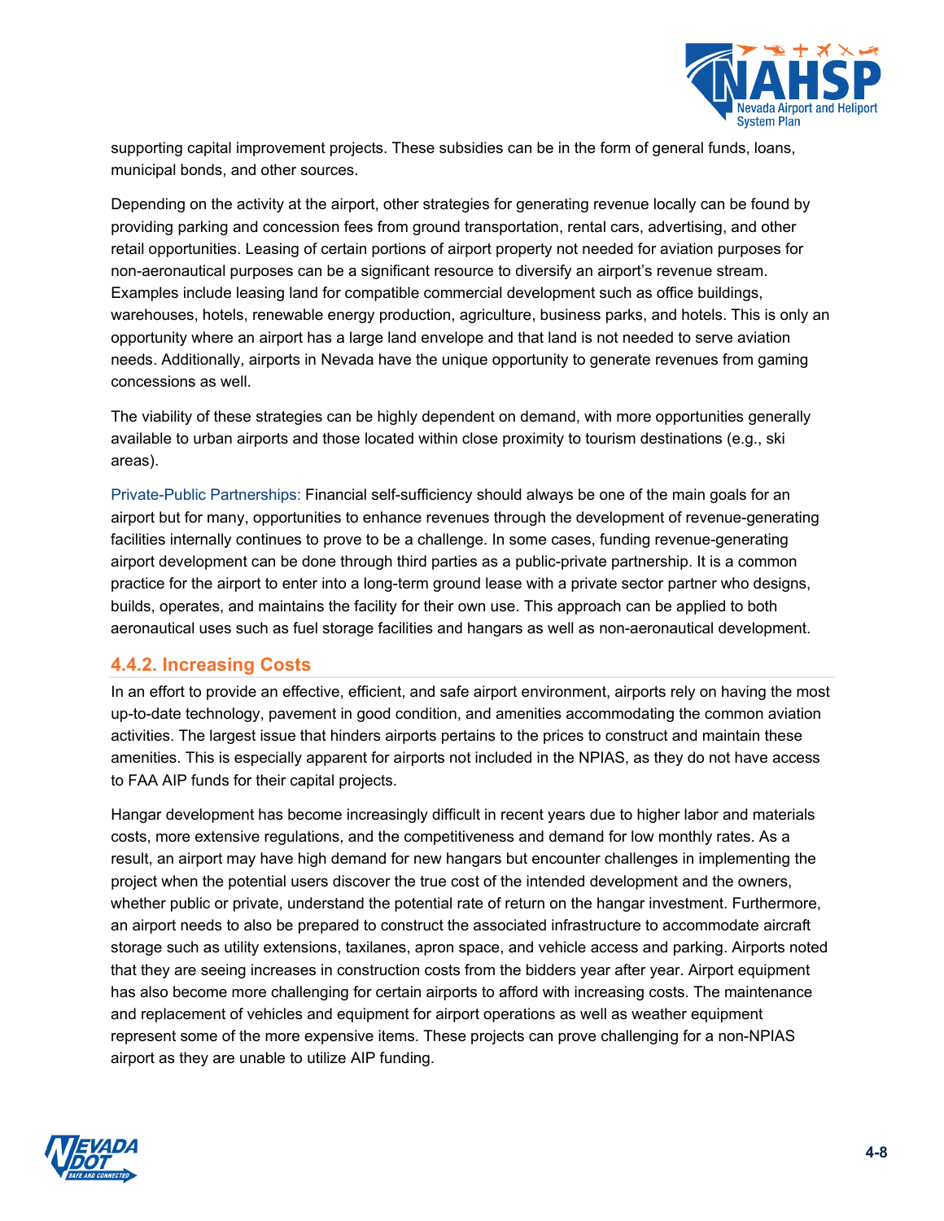supporting capital improvement projects. These subsidies can be in the form of general funds, loans, municipal bonds, and other sources.

Depending on the activity at the airport, other strategies for generating revenue locally can be found by providing parking and concession fees from ground transportation, rental cars, advertising, and other retail opportunities. Leasing of certain portions of airport property not needed for aviation purposes for non-aeronautical purposes can be a significant resource to diversify an airport's revenue stream. Examples include leasing land for compatible commercial development such as office buildings, warehouses, hotels, renewable energy production, agriculture, business parks, and hotels. This is only an opportunity where an airport has a large land envelope and that land is not needed to serve aviation needs. Additionally, airports in Nevada have the unique opportunity to generate revenues from gaming concessions as well.

The viability of these strategies can be highly dependent on demand, with more opportunities generally available to urban airports and those located within close proximity to tourism destinations (e.g., ski areas).

Private-Public Partnerships: Financial self-sufficiency should always be one of the main goals for an airport but for many, opportunities to enhance revenues through the development of revenue-generating facilities internally continues to prove to be a challenge. In some cases, funding revenue-generating airport development can be done through third parties as a public-private partnership. It is a common practice for the airport to enter into a long-term ground lease with a private sector partner who designs, builds, operates, and maintains the facility for their own use. This approach can be applied to both aeronautical uses such as fuel storage facilities and hangars as well as non-aeronautical development.

### 4.4.2. Increasing Costs

In an effort to provide an effective, efficient, and safe airport environment, airports rely on having the most up-to-date technology, pavement in good condition, and amenities accommodating the common aviation activities. The largest issue that hinders airports pertains to the prices to construct and maintain these amenities. This is especially apparent for airports not included in the NPIAS, as they do not have access to FAA AIP funds for their capital projects.

Hangar development has become increasingly difficult in recent years due to higher labor and materials costs, more extensive regulations, and the competitiveness and demand for low monthly rates. As a result, an airport may have high demand for new hangars but encounter challenges in implementing the project when the potential users discover the true cost of the intended development and the owners, whether public or private, understand the potential rate of return on the hangar investment. Furthermore, an airport needs to also be prepared to construct the associated infrastructure to accommodate aircraft storage such as utility extensions, taxilanes, apron space, and vehicle access and parking. Airports noted that they are seeing increases in construction costs from the bidders year after year. Airport equipment has also become more challenging for certain airports to afford with increasing costs. The maintenance and replacement of vehicles and equipment for airport operations as well as weather equipment represent some of the more expensive items. These projects can prove challenging for a non-NPIAS airport as they are unable to utilize AIP funding.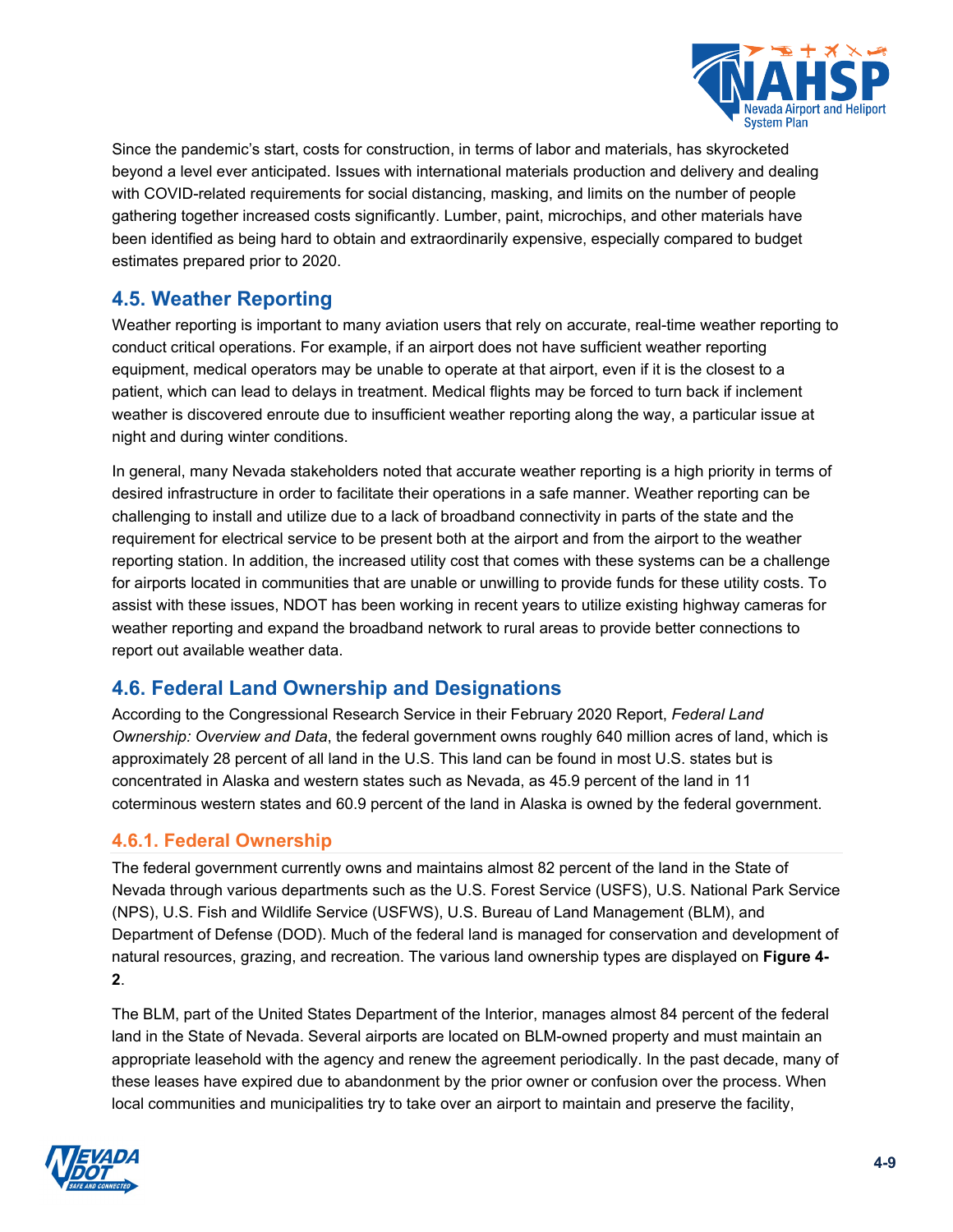Since the pandemic's start, costs for construction, in terms of labor and materials, has skyrocketed beyond a level ever anticipated. Issues with international materials production and delivery and dealing with COVID-related requirements for social distancing, masking, and limits on the number of people gathering together increased costs significantly. Lumber, paint, microchips, and other materials have been identified as being hard to obtain and extraordinarily expensive, especially compared to budget estimates prepared prior to 2020.

## 4.5. Weather Reporting

Weather reporting is important to many aviation users that rely on accurate, real-time weather reporting to conduct critical operations. For example, if an airport does not have sufficient weather reporting equipment, medical operators may be unable to operate at that airport, even if it is the closest to a patient, which can lead to delays in treatment. Medical flights may be forced to turn back if inclement weather is discovered enroute due to insufficient weather reporting along the way, a particular issue at night and during winter conditions.

In general, many Nevada stakeholders noted that accurate weather reporting is a high priority in terms of desired infrastructure in order to facilitate their operations in a safe manner. Weather reporting can be challenging to install and utilize due to a lack of broadband connectivity in parts of the state and the requirement for electrical service to be present both at the airport and from the airport to the weather reporting station. In addition, the increased utility cost that comes with these systems can be a challenge for airports located in communities that are unable or unwilling to provide funds for these utility costs. To assist with these issues, NDOT has been working in recent years to utilize existing highway cameras for weather reporting and expand the broadband network to rural areas to provide better connections to report out available weather data.

## 4.6. Federal Land Ownership and Designations

According to the Congressional Research Service in their February 2020 Report, *Federal Land Ownership: Overview and Data*, the federal government owns roughly 640 million acres of land, which is approximately 28 percent of all land in the U.S. This land can be found in most U.S. states but is concentrated in Alaska and western states such as Nevada, as 45.9 percent of the land in 11 coterminous western states and 60.9 percent of the land in Alaska is owned by the federal government.

### 4.6.1. Federal Ownership

The federal government currently owns and maintains almost 82 percent of the land in the State of Nevada through various departments such as the U.S. Forest Service (USFS), U.S. National Park Service (NPS), U.S. Fish and Wildlife Service (USFWS), U.S. Bureau of Land Management (BLM), and Department of Defense (DOD). Much of the federal land is managed for conservation and development of natural resources, grazing, and recreation. The various land ownership types are displayed on **Figure 4-2**.

The BLM, part of the United States Department of the Interior, manages almost 84 percent of the federal land in the State of Nevada. Several airports are located on BLM-owned property and must maintain an appropriate leasehold with the agency and renew the agreement periodically. In the past decade, many of these leases have expired due to abandonment by the prior owner or confusion over the process. When local communities and municipalities try to take over an airport to maintain and preserve the facility,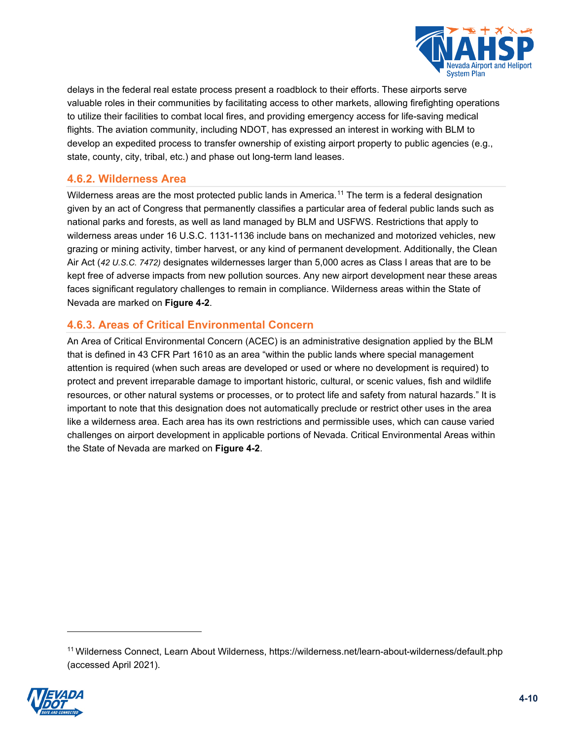delays in the federal real estate process present a roadblock to their efforts. These airports serve valuable roles in their communities by facilitating access to other markets, allowing firefighting operations to utilize their facilities to combat local fires, and providing emergency access for life-saving medical flights. The aviation community, including NDOT, has expressed an interest in working with BLM to develop an expedited process to transfer ownership of existing airport property to public agencies (e.g., state, county, city, tribal, etc.) and phase out long-term land leases.

### 4.6.2. Wilderness Area

Wilderness areas are the most protected public lands in America.[11] The term is a federal designation given by an act of Congress that permanently classifies a particular area of federal public lands such as national parks and forests, as well as land managed by BLM and USFWS. Restrictions that apply to wilderness areas under 16 U.S.C. 1131-1136 include bans on mechanized and motorized vehicles, new grazing or mining activity, timber harvest, or any kind of permanent development. Additionally, the Clean Air Act (*42 U.S.C. 7472)* designates wildernesses larger than 5,000 acres as Class I areas that are to be kept free of adverse impacts from new pollution sources. Any new airport development near these areas faces significant regulatory challenges to remain in compliance. Wilderness areas within the State of Nevada are marked on **Figure 4-2**.

### 4.6.3. Areas of Critical Environmental Concern

An Area of Critical Environmental Concern (ACEC) is an administrative designation applied by the BLM that is defined in 43 CFR Part 1610 as an area "within the public lands where special management attention is required (when such areas are developed or used or where no development is required) to protect and prevent irreparable damage to important historic, cultural, or scenic values, fish and wildlife resources, or other natural systems or processes, or to protect life and safety from natural hazards." It is important to note that this designation does not automatically preclude or restrict other uses in the area like a wilderness area. Each area has its own restrictions and permissible uses, which can cause varied challenges on airport development in applicable portions of Nevada. Critical Environmental Areas within the State of Nevada are marked on **Figure 4-2**.

---

[11] Wilderness Connect, Learn About Wilderness, https://wilderness.net/learn-about-wilderness/default.php (accessed April 2021).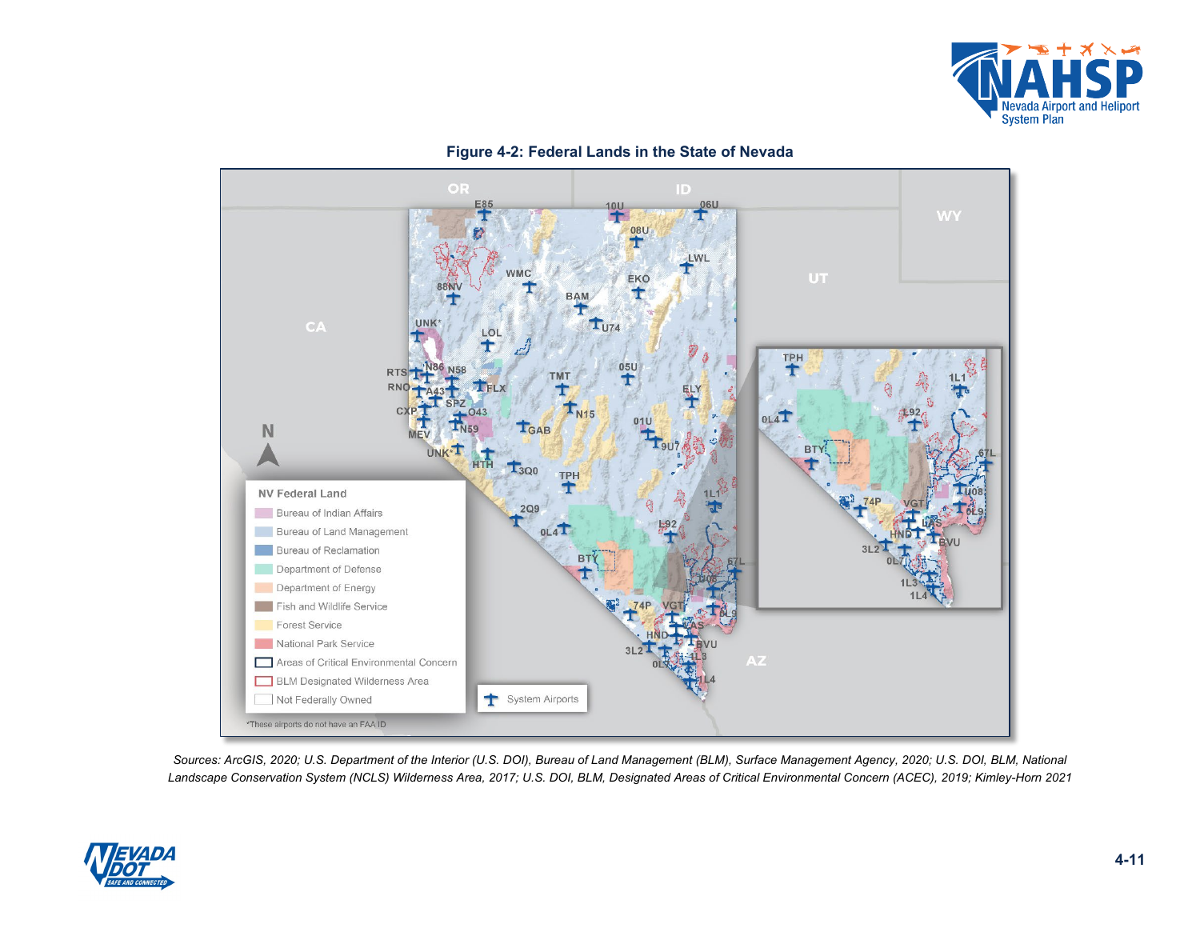**Figure 4-2: Federal Lands in the State of Nevada**

*Sources: ArcGIS, 2020; U.S. Department of the Interior (U.S. DOI), Bureau of Land Management (BLM), Surface Management Agency, 2020; U.S. DOI, BLM, National Landscape Conservation System (NCLS) Wilderness Area, 2017; U.S. DOI, BLM, Designated Areas of Critical Environmental Concern (ACEC), 2019; Kimley-Horn 2021*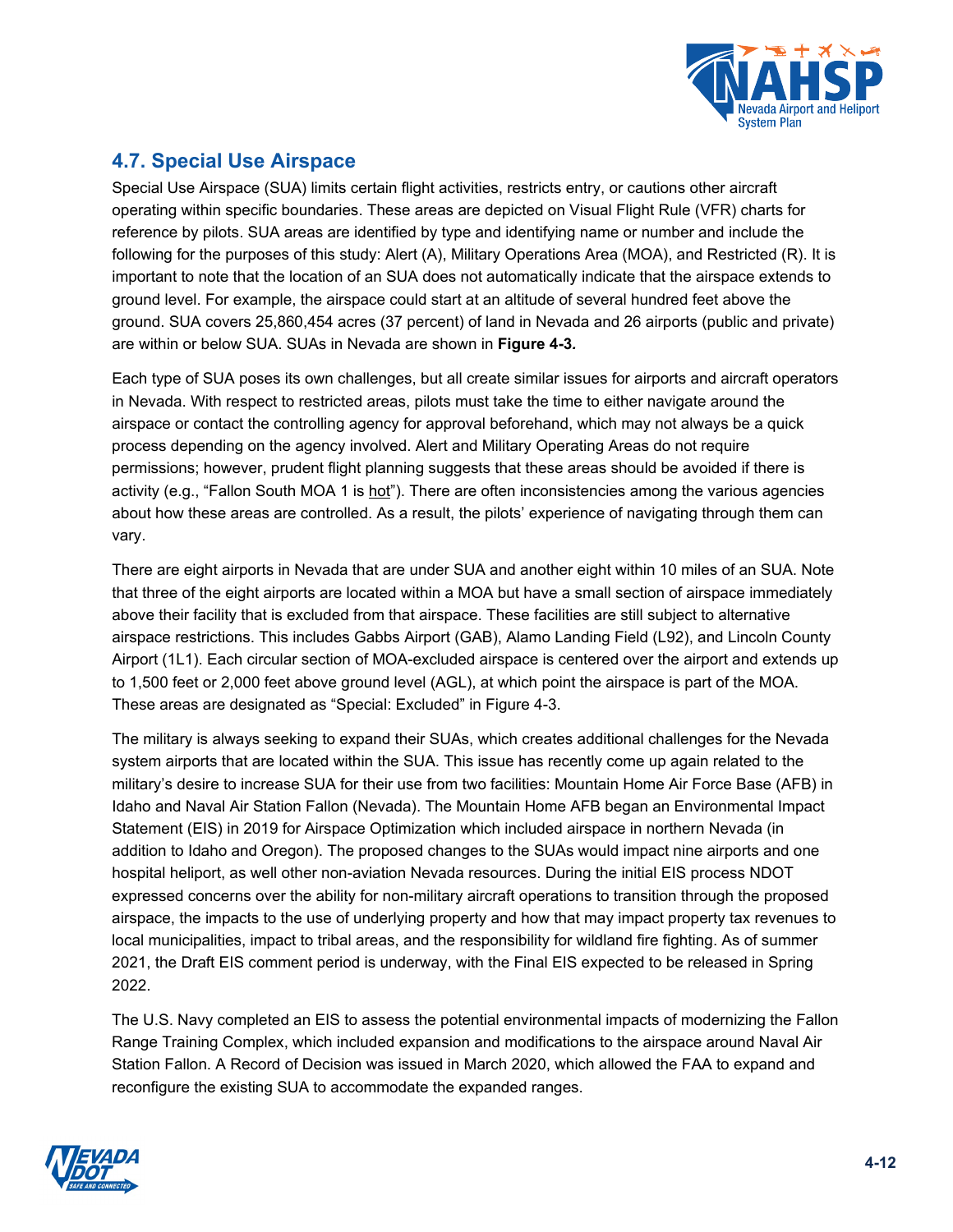## 4.7. Special Use Airspace

Special Use Airspace (SUA) limits certain flight activities, restricts entry, or cautions other aircraft operating within specific boundaries. These areas are depicted on Visual Flight Rule (VFR) charts for reference by pilots. SUA areas are identified by type and identifying name or number and include the following for the purposes of this study: Alert (A), Military Operations Area (MOA), and Restricted (R). It is important to note that the location of an SUA does not automatically indicate that the airspace extends to ground level. For example, the airspace could start at an altitude of several hundred feet above the ground. SUA covers 25,860,454 acres (37 percent) of land in Nevada and 26 airports (public and private) are within or below SUA. SUAs in Nevada are shown in **Figure 4-3***.*

Each type of SUA poses its own challenges, but all create similar issues for airports and aircraft operators in Nevada. With respect to restricted areas, pilots must take the time to either navigate around the airspace or contact the controlling agency for approval beforehand, which may not always be a quick process depending on the agency involved. Alert and Military Operating Areas do not require permissions; however, prudent flight planning suggests that these areas should be avoided if there is activity (e.g., "Fallon South MOA 1 is hot"). There are often inconsistencies among the various agencies about how these areas are controlled. As a result, the pilots' experience of navigating through them can vary.

There are eight airports in Nevada that are under SUA and another eight within 10 miles of an SUA. Note that three of the eight airports are located within a MOA but have a small section of airspace immediately above their facility that is excluded from that airspace. These facilities are still subject to alternative airspace restrictions. This includes Gabbs Airport (GAB), Alamo Landing Field (L92), and Lincoln County Airport (1L1). Each circular section of MOA-excluded airspace is centered over the airport and extends up to 1,500 feet or 2,000 feet above ground level (AGL), at which point the airspace is part of the MOA. These areas are designated as "Special: Excluded" in Figure 4-3.

The military is always seeking to expand their SUAs, which creates additional challenges for the Nevada system airports that are located within the SUA. This issue has recently come up again related to the military's desire to increase SUA for their use from two facilities: Mountain Home Air Force Base (AFB) in Idaho and Naval Air Station Fallon (Nevada). The Mountain Home AFB began an Environmental Impact Statement (EIS) in 2019 for Airspace Optimization which included airspace in northern Nevada (in addition to Idaho and Oregon). The proposed changes to the SUAs would impact nine airports and one hospital heliport, as well other non-aviation Nevada resources. During the initial EIS process NDOT expressed concerns over the ability for non-military aircraft operations to transition through the proposed airspace, the impacts to the use of underlying property and how that may impact property tax revenues to local municipalities, impact to tribal areas, and the responsibility for wildland fire fighting. As of summer 2021, the Draft EIS comment period is underway, with the Final EIS expected to be released in Spring 2022.

The U.S. Navy completed an EIS to assess the potential environmental impacts of modernizing the Fallon Range Training Complex, which included expansion and modifications to the airspace around Naval Air Station Fallon. A Record of Decision was issued in March 2020, which allowed the FAA to expand and reconfigure the existing SUA to accommodate the expanded ranges.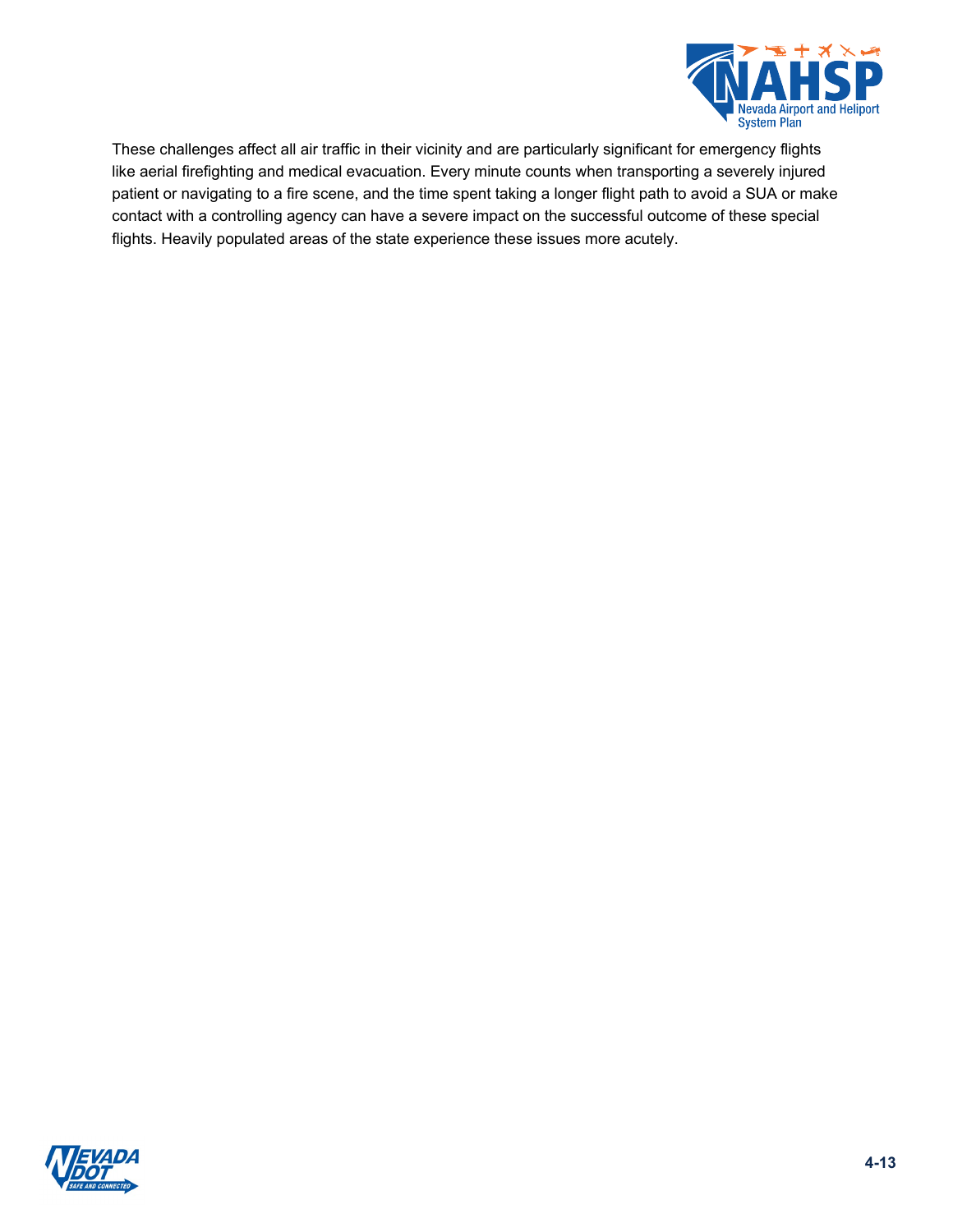These challenges affect all air traffic in their vicinity and are particularly significant for emergency flights like aerial firefighting and medical evacuation. Every minute counts when transporting a severely injured patient or navigating to a fire scene, and the time spent taking a longer flight path to avoid a SUA or make contact with a controlling agency can have a severe impact on the successful outcome of these special flights. Heavily populated areas of the state experience these issues more acutely.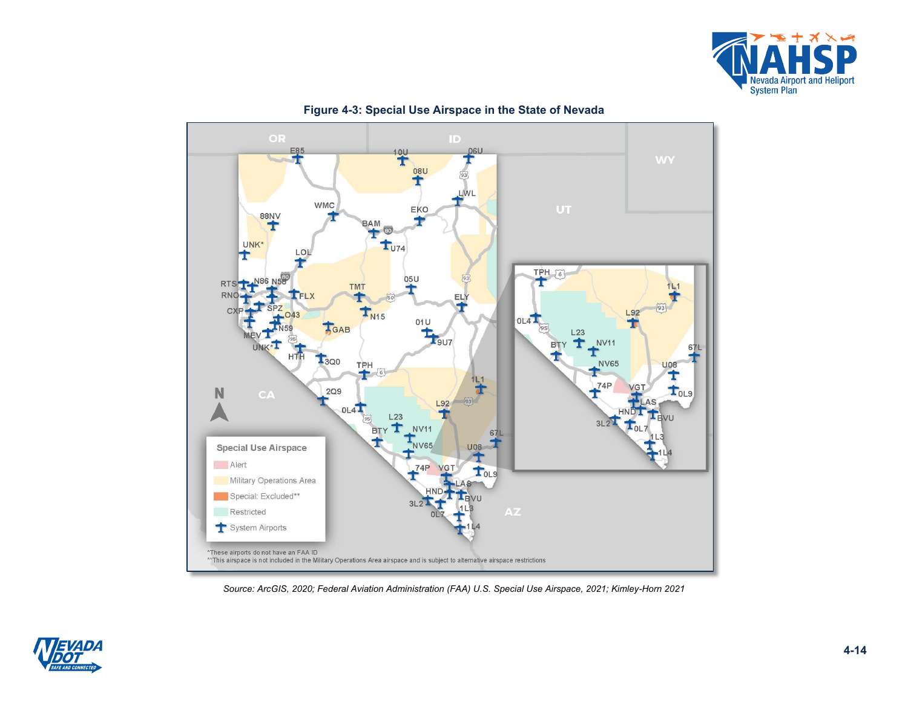**Figure 4-3: Special Use Airspace in the State of Nevada**

Special Use Airspace

- Alert
- Military Operations Area
- Special: Excluded**
- Restricted
- System Airports

*These airports do not have an FAA ID

**This airspace is not included in the Military Operations Area airspace and is subject to alternative airspace restrictions

*Source: ArcGIS, 2020; Federal Aviation Administration (FAA) U.S. Special Use Airspace, 2021; Kimley-Horn 2021*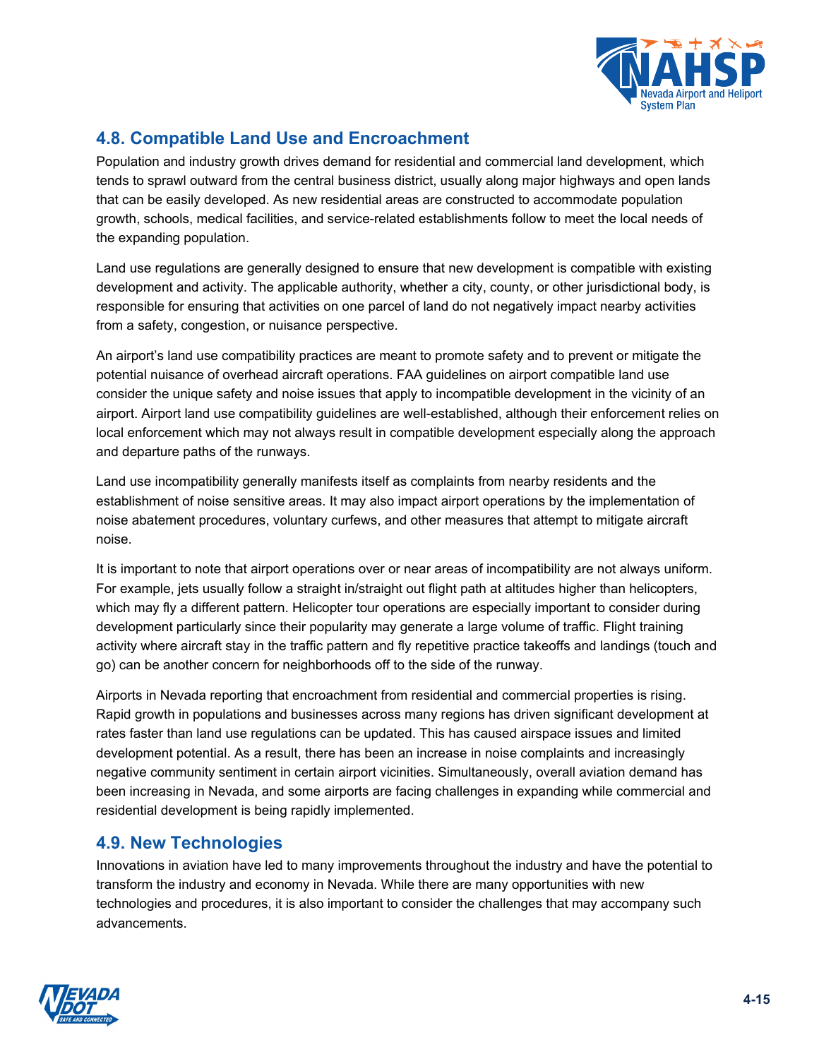## 4.8. Compatible Land Use and Encroachment

Population and industry growth drives demand for residential and commercial land development, which tends to sprawl outward from the central business district, usually along major highways and open lands that can be easily developed. As new residential areas are constructed to accommodate population growth, schools, medical facilities, and service-related establishments follow to meet the local needs of the expanding population.

Land use regulations are generally designed to ensure that new development is compatible with existing development and activity. The applicable authority, whether a city, county, or other jurisdictional body, is responsible for ensuring that activities on one parcel of land do not negatively impact nearby activities from a safety, congestion, or nuisance perspective.

An airport's land use compatibility practices are meant to promote safety and to prevent or mitigate the potential nuisance of overhead aircraft operations. FAA guidelines on airport compatible land use consider the unique safety and noise issues that apply to incompatible development in the vicinity of an airport. Airport land use compatibility guidelines are well-established, although their enforcement relies on local enforcement which may not always result in compatible development especially along the approach and departure paths of the runways.

Land use incompatibility generally manifests itself as complaints from nearby residents and the establishment of noise sensitive areas. It may also impact airport operations by the implementation of noise abatement procedures, voluntary curfews, and other measures that attempt to mitigate aircraft noise.

It is important to note that airport operations over or near areas of incompatibility are not always uniform. For example, jets usually follow a straight in/straight out flight path at altitudes higher than helicopters, which may fly a different pattern. Helicopter tour operations are especially important to consider during development particularly since their popularity may generate a large volume of traffic. Flight training activity where aircraft stay in the traffic pattern and fly repetitive practice takeoffs and landings (touch and go) can be another concern for neighborhoods off to the side of the runway.

Airports in Nevada reporting that encroachment from residential and commercial properties is rising. Rapid growth in populations and businesses across many regions has driven significant development at rates faster than land use regulations can be updated. This has caused airspace issues and limited development potential. As a result, there has been an increase in noise complaints and increasingly negative community sentiment in certain airport vicinities. Simultaneously, overall aviation demand has been increasing in Nevada, and some airports are facing challenges in expanding while commercial and residential development is being rapidly implemented.

## 4.9. New Technologies

Innovations in aviation have led to many improvements throughout the industry and have the potential to transform the industry and economy in Nevada. While there are many opportunities with new technologies and procedures, it is also important to consider the challenges that may accompany such advancements.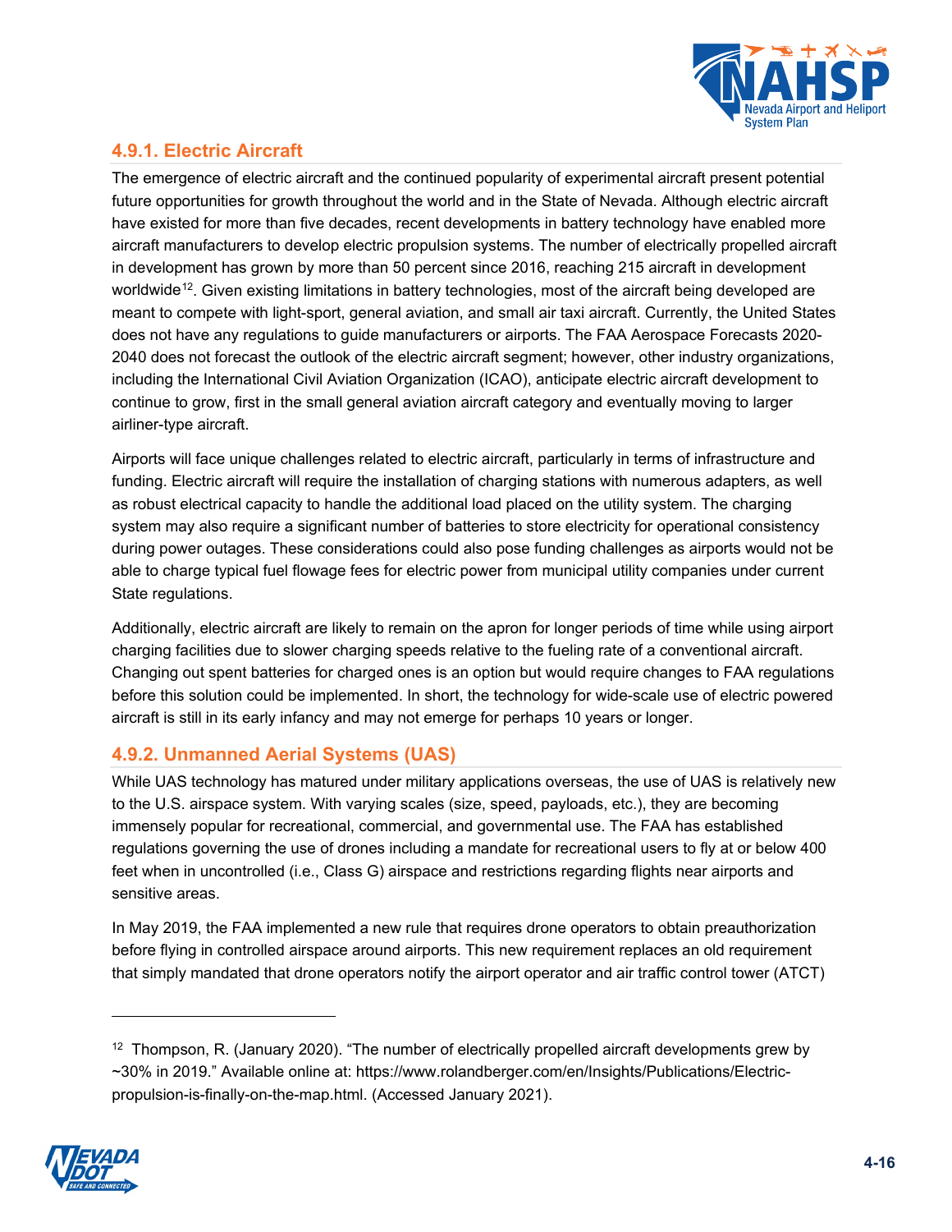### 4.9.1. Electric Aircraft

The emergence of electric aircraft and the continued popularity of experimental aircraft present potential future opportunities for growth throughout the world and in the State of Nevada. Although electric aircraft have existed for more than five decades, recent developments in battery technology have enabled more aircraft manufacturers to develop electric propulsion systems. The number of electrically propelled aircraft in development has grown by more than 50 percent since 2016, reaching 215 aircraft in development worldwide[12]. Given existing limitations in battery technologies, most of the aircraft being developed are meant to compete with light-sport, general aviation, and small air taxi aircraft. Currently, the United States does not have any regulations to guide manufacturers or airports. The FAA Aerospace Forecasts 2020-2040 does not forecast the outlook of the electric aircraft segment; however, other industry organizations, including the International Civil Aviation Organization (ICAO), anticipate electric aircraft development to continue to grow, first in the small general aviation aircraft category and eventually moving to larger airliner-type aircraft.

Airports will face unique challenges related to electric aircraft, particularly in terms of infrastructure and funding. Electric aircraft will require the installation of charging stations with numerous adapters, as well as robust electrical capacity to handle the additional load placed on the utility system. The charging system may also require a significant number of batteries to store electricity for operational consistency during power outages. These considerations could also pose funding challenges as airports would not be able to charge typical fuel flowage fees for electric power from municipal utility companies under current State regulations.

Additionally, electric aircraft are likely to remain on the apron for longer periods of time while using airport charging facilities due to slower charging speeds relative to the fueling rate of a conventional aircraft. Changing out spent batteries for charged ones is an option but would require changes to FAA regulations before this solution could be implemented. In short, the technology for wide-scale use of electric powered aircraft is still in its early infancy and may not emerge for perhaps 10 years or longer.

### 4.9.2. Unmanned Aerial Systems (UAS)

While UAS technology has matured under military applications overseas, the use of UAS is relatively new to the U.S. airspace system. With varying scales (size, speed, payloads, etc.), they are becoming immensely popular for recreational, commercial, and governmental use. The FAA has established regulations governing the use of drones including a mandate for recreational users to fly at or below 400 feet when in uncontrolled (i.e., Class G) airspace and restrictions regarding flights near airports and sensitive areas.

In May 2019, the FAA implemented a new rule that requires drone operators to obtain preauthorization before flying in controlled airspace around airports. This new requirement replaces an old requirement that simply mandated that drone operators notify the airport operator and air traffic control tower (ATCT)

---

[12] Thompson, R. (January 2020). "The number of electrically propelled aircraft developments grew by ~30% in 2019." Available online at: https://www.rolandberger.com/en/Insights/Publications/Electric-propulsion-is-finally-on-the-map.html. (Accessed January 2021).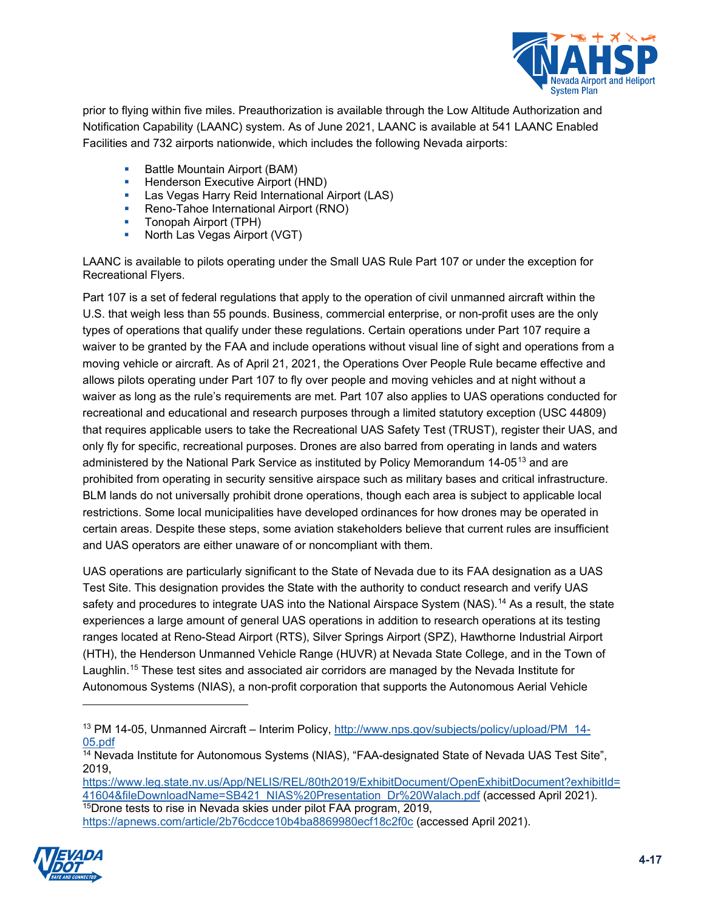prior to flying within five miles. Preauthorization is available through the Low Altitude Authorization and Notification Capability (LAANC) system. As of June 2021, LAANC is available at 541 LAANC Enabled Facilities and 732 airports nationwide, which includes the following Nevada airports:

- Battle Mountain Airport (BAM)
- Henderson Executive Airport (HND)
- Las Vegas Harry Reid International Airport (LAS)
- Reno-Tahoe International Airport (RNO)
- Tonopah Airport (TPH)
- North Las Vegas Airport (VGT)

LAANC is available to pilots operating under the Small UAS Rule Part 107 or under the exception for Recreational Flyers.

Part 107 is a set of federal regulations that apply to the operation of civil unmanned aircraft within the U.S. that weigh less than 55 pounds. Business, commercial enterprise, or non-profit uses are the only types of operations that qualify under these regulations. Certain operations under Part 107 require a waiver to be granted by the FAA and include operations without visual line of sight and operations from a moving vehicle or aircraft. As of April 21, 2021, the Operations Over People Rule became effective and allows pilots operating under Part 107 to fly over people and moving vehicles and at night without a waiver as long as the rule's requirements are met. Part 107 also applies to UAS operations conducted for recreational and educational and research purposes through a limited statutory exception (USC 44809) that requires applicable users to take the Recreational UAS Safety Test (TRUST), register their UAS, and only fly for specific, recreational purposes. Drones are also barred from operating in lands and waters administered by the National Park Service as instituted by Policy Memorandum 14-05[13] and are prohibited from operating in security sensitive airspace such as military bases and critical infrastructure. BLM lands do not universally prohibit drone operations, though each area is subject to applicable local restrictions. Some local municipalities have developed ordinances for how drones may be operated in certain areas. Despite these steps, some aviation stakeholders believe that current rules are insufficient and UAS operators are either unaware of or noncompliant with them.

UAS operations are particularly significant to the State of Nevada due to its FAA designation as a UAS Test Site. This designation provides the State with the authority to conduct research and verify UAS safety and procedures to integrate UAS into the National Airspace System (NAS).[14] As a result, the state experiences a large amount of general UAS operations in addition to research operations at its testing ranges located at Reno-Stead Airport (RTS), Silver Springs Airport (SPZ), Hawthorne Industrial Airport (HTH), the Henderson Unmanned Vehicle Range (HUVR) at Nevada State College, and in the Town of Laughlin.[15] These test sites and associated air corridors are managed by the Nevada Institute for Autonomous Systems (NIAS), a non-profit corporation that supports the Autonomous Aerial Vehicle

---

[13] PM 14-05, Unmanned Aircraft – Interim Policy, http://www.nps.gov/subjects/policy/upload/PM_14-05.pdf

[14] Nevada Institute for Autonomous Systems (NIAS), "FAA-designated State of Nevada UAS Test Site", 2019, https://www.leg.state.nv.us/App/NELIS/REL/80th2019/ExhibitDocument/OpenExhibitDocument?exhibitId=41604&fileDownloadName=SB421_NIAS%20Presentation_Dr%20Walach.pdf (accessed April 2021).

[15] Drone tests to rise in Nevada skies under pilot FAA program, 2019, https://apnews.com/article/2b76cdcce10b4ba8869980ecf18c2f0c (accessed April 2021).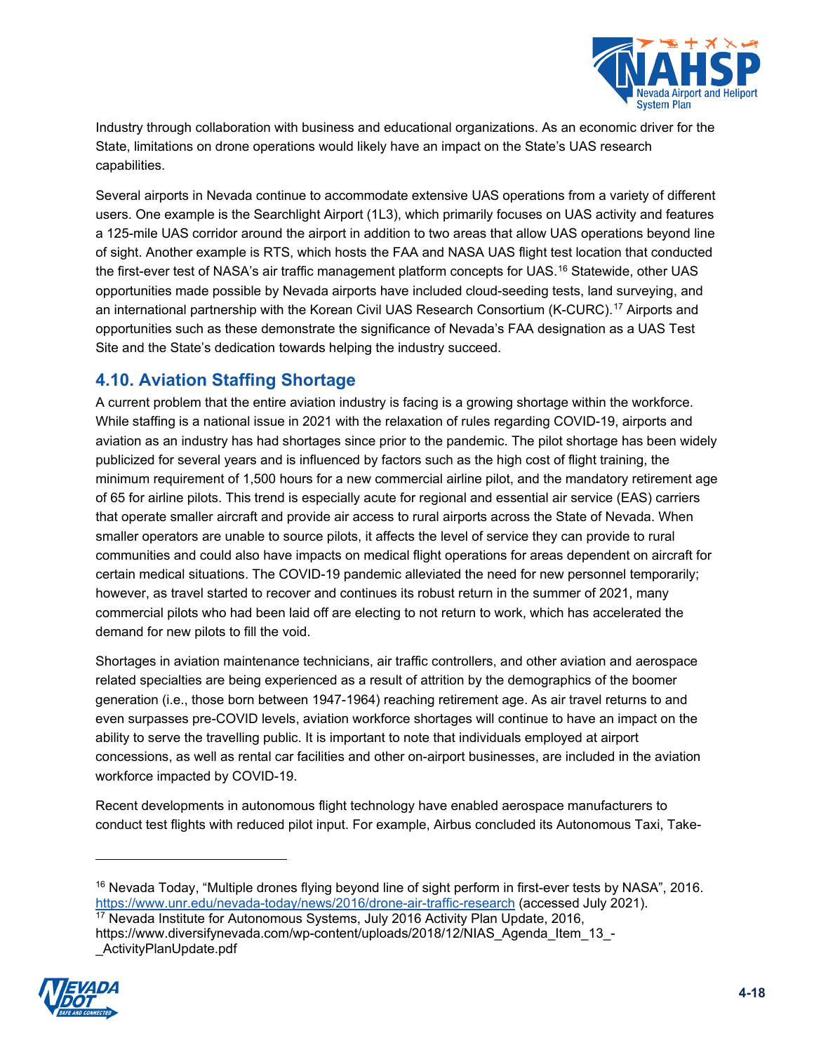Industry through collaboration with business and educational organizations. As an economic driver for the State, limitations on drone operations would likely have an impact on the State's UAS research capabilities.

Several airports in Nevada continue to accommodate extensive UAS operations from a variety of different users. One example is the Searchlight Airport (1L3), which primarily focuses on UAS activity and features a 125-mile UAS corridor around the airport in addition to two areas that allow UAS operations beyond line of sight. Another example is RTS, which hosts the FAA and NASA UAS flight test location that conducted the first-ever test of NASA's air traffic management platform concepts for UAS.[16] Statewide, other UAS opportunities made possible by Nevada airports have included cloud-seeding tests, land surveying, and an international partnership with the Korean Civil UAS Research Consortium (K-CURC).[17] Airports and opportunities such as these demonstrate the significance of Nevada's FAA designation as a UAS Test Site and the State's dedication towards helping the industry succeed.

## 4.10. Aviation Staffing Shortage

A current problem that the entire aviation industry is facing is a growing shortage within the workforce. While staffing is a national issue in 2021 with the relaxation of rules regarding COVID-19, airports and aviation as an industry has had shortages since prior to the pandemic. The pilot shortage has been widely publicized for several years and is influenced by factors such as the high cost of flight training, the minimum requirement of 1,500 hours for a new commercial airline pilot, and the mandatory retirement age of 65 for airline pilots. This trend is especially acute for regional and essential air service (EAS) carriers that operate smaller aircraft and provide air access to rural airports across the State of Nevada. When smaller operators are unable to source pilots, it affects the level of service they can provide to rural communities and could also have impacts on medical flight operations for areas dependent on aircraft for certain medical situations. The COVID-19 pandemic alleviated the need for new personnel temporarily; however, as travel started to recover and continues its robust return in the summer of 2021, many commercial pilots who had been laid off are electing to not return to work, which has accelerated the demand for new pilots to fill the void.

Shortages in aviation maintenance technicians, air traffic controllers, and other aviation and aerospace related specialties are being experienced as a result of attrition by the demographics of the boomer generation (i.e., those born between 1947-1964) reaching retirement age. As air travel returns to and even surpasses pre-COVID levels, aviation workforce shortages will continue to have an impact on the ability to serve the travelling public. It is important to note that individuals employed at airport concessions, as well as rental car facilities and other on-airport businesses, are included in the aviation workforce impacted by COVID-19.

Recent developments in autonomous flight technology have enabled aerospace manufacturers to conduct test flights with reduced pilot input. For example, Airbus concluded its Autonomous Taxi, Take-

---

[16] Nevada Today, "Multiple drones flying beyond line of sight perform in first-ever tests by NASA", 2016. https://www.unr.edu/nevada-today/news/2016/drone-air-traffic-research (accessed July 2021).

[17] Nevada Institute for Autonomous Systems, July 2016 Activity Plan Update, 2016, https://www.diversifynevada.com/wp-content/uploads/2018/12/NIAS_Agenda_Item_13_-_ActivityPlanUpdate.pdf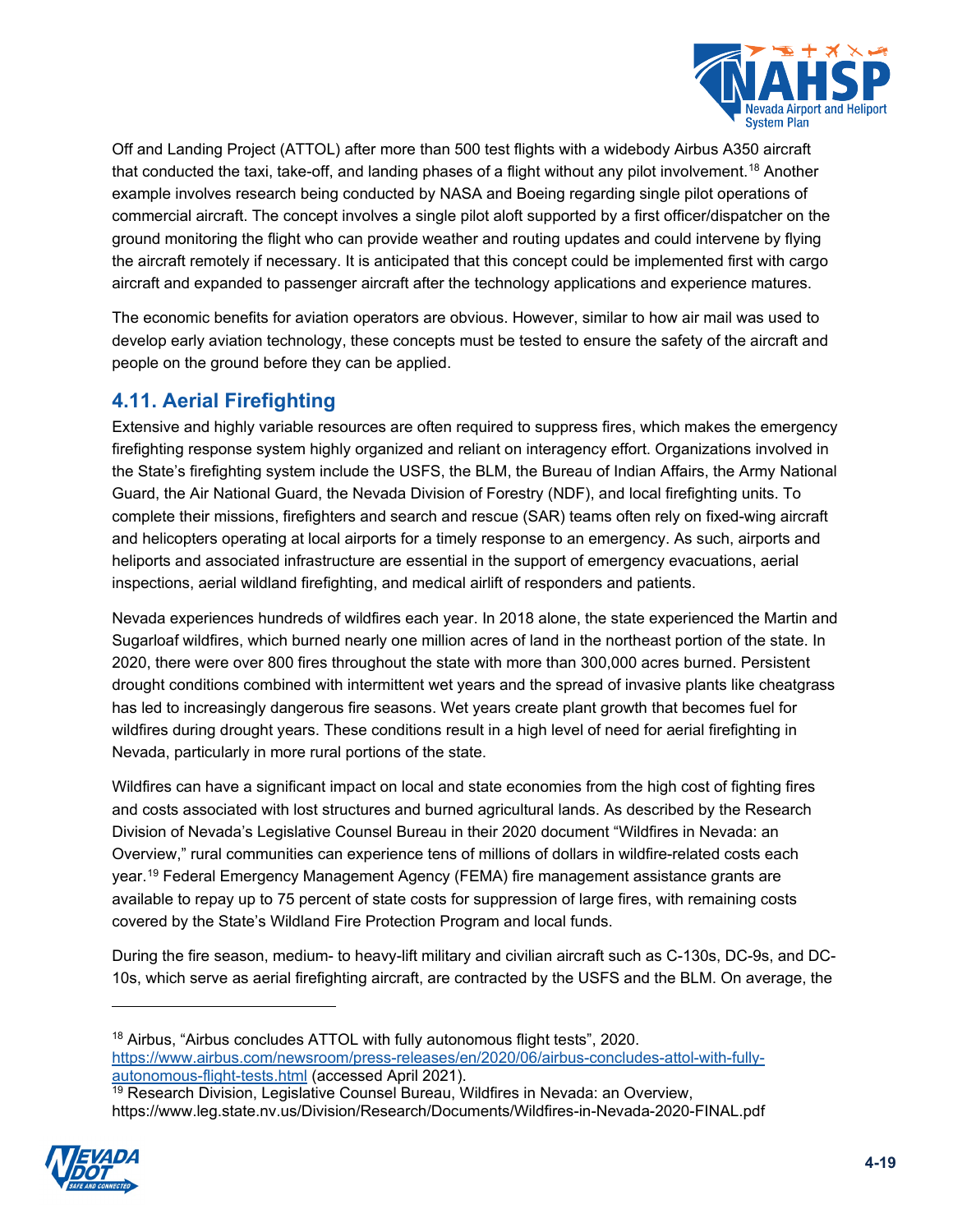Off and Landing Project (ATTOL) after more than 500 test flights with a widebody Airbus A350 aircraft that conducted the taxi, take-off, and landing phases of a flight without any pilot involvement.[18] Another example involves research being conducted by NASA and Boeing regarding single pilot operations of commercial aircraft. The concept involves a single pilot aloft supported by a first officer/dispatcher on the ground monitoring the flight who can provide weather and routing updates and could intervene by flying the aircraft remotely if necessary. It is anticipated that this concept could be implemented first with cargo aircraft and expanded to passenger aircraft after the technology applications and experience matures.

The economic benefits for aviation operators are obvious. However, similar to how air mail was used to develop early aviation technology, these concepts must be tested to ensure the safety of the aircraft and people on the ground before they can be applied.

## 4.11. Aerial Firefighting

Extensive and highly variable resources are often required to suppress fires, which makes the emergency firefighting response system highly organized and reliant on interagency effort. Organizations involved in the State's firefighting system include the USFS, the BLM, the Bureau of Indian Affairs, the Army National Guard, the Air National Guard, the Nevada Division of Forestry (NDF), and local firefighting units. To complete their missions, firefighters and search and rescue (SAR) teams often rely on fixed-wing aircraft and helicopters operating at local airports for a timely response to an emergency. As such, airports and heliports and associated infrastructure are essential in the support of emergency evacuations, aerial inspections, aerial wildland firefighting, and medical airlift of responders and patients.

Nevada experiences hundreds of wildfires each year. In 2018 alone, the state experienced the Martin and Sugarloaf wildfires, which burned nearly one million acres of land in the northeast portion of the state. In 2020, there were over 800 fires throughout the state with more than 300,000 acres burned. Persistent drought conditions combined with intermittent wet years and the spread of invasive plants like cheatgrass has led to increasingly dangerous fire seasons. Wet years create plant growth that becomes fuel for wildfires during drought years. These conditions result in a high level of need for aerial firefighting in Nevada, particularly in more rural portions of the state.

Wildfires can have a significant impact on local and state economies from the high cost of fighting fires and costs associated with lost structures and burned agricultural lands. As described by the Research Division of Nevada's Legislative Counsel Bureau in their 2020 document "Wildfires in Nevada: an Overview," rural communities can experience tens of millions of dollars in wildfire-related costs each year.[19] Federal Emergency Management Agency (FEMA) fire management assistance grants are available to repay up to 75 percent of state costs for suppression of large fires, with remaining costs covered by the State's Wildland Fire Protection Program and local funds.

During the fire season, medium- to heavy-lift military and civilian aircraft such as C-130s, DC-9s, and DC-10s, which serve as aerial firefighting aircraft, are contracted by the USFS and the BLM. On average, the

---

[18] Airbus, "Airbus concludes ATTOL with fully autonomous flight tests", 2020. https://www.airbus.com/newsroom/press-releases/en/2020/06/airbus-concludes-attol-with-fully-autonomous-flight-tests.html (accessed April 2021).

[19] Research Division, Legislative Counsel Bureau, Wildfires in Nevada: an Overview, https://www.leg.state.nv.us/Division/Research/Documents/Wildfires-in-Nevada-2020-FINAL.pdf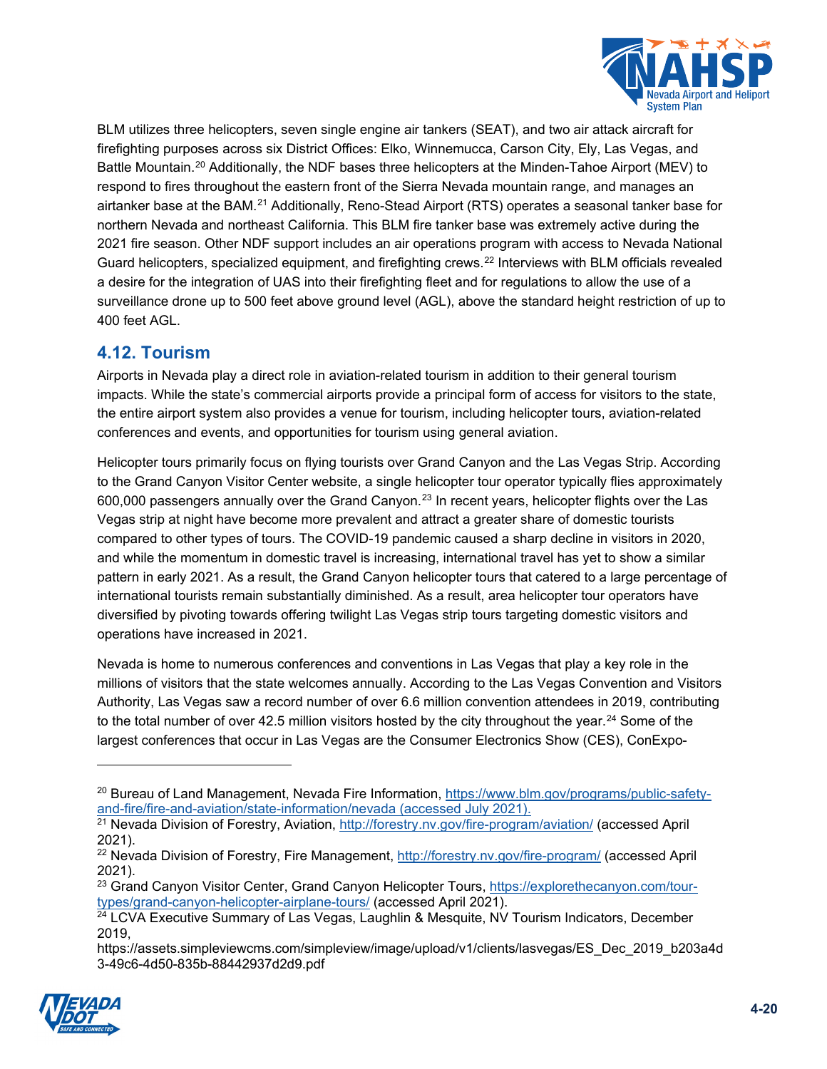BLM utilizes three helicopters, seven single engine air tankers (SEAT), and two air attack aircraft for firefighting purposes across six District Offices: Elko, Winnemucca, Carson City, Ely, Las Vegas, and Battle Mountain.[20] Additionally, the NDF bases three helicopters at the Minden-Tahoe Airport (MEV) to respond to fires throughout the eastern front of the Sierra Nevada mountain range, and manages an airtanker base at the BAM.[21] Additionally, Reno-Stead Airport (RTS) operates a seasonal tanker base for northern Nevada and northeast California. This BLM fire tanker base was extremely active during the 2021 fire season. Other NDF support includes an air operations program with access to Nevada National Guard helicopters, specialized equipment, and firefighting crews.[22] Interviews with BLM officials revealed a desire for the integration of UAS into their firefighting fleet and for regulations to allow the use of a surveillance drone up to 500 feet above ground level (AGL), above the standard height restriction of up to 400 feet AGL.

## 4.12. Tourism

Airports in Nevada play a direct role in aviation-related tourism in addition to their general tourism impacts. While the state's commercial airports provide a principal form of access for visitors to the state, the entire airport system also provides a venue for tourism, including helicopter tours, aviation-related conferences and events, and opportunities for tourism using general aviation.

Helicopter tours primarily focus on flying tourists over Grand Canyon and the Las Vegas Strip. According to the Grand Canyon Visitor Center website, a single helicopter tour operator typically flies approximately 600,000 passengers annually over the Grand Canyon.[23] In recent years, helicopter flights over the Las Vegas strip at night have become more prevalent and attract a greater share of domestic tourists compared to other types of tours. The COVID-19 pandemic caused a sharp decline in visitors in 2020, and while the momentum in domestic travel is increasing, international travel has yet to show a similar pattern in early 2021. As a result, the Grand Canyon helicopter tours that catered to a large percentage of international tourists remain substantially diminished. As a result, area helicopter tour operators have diversified by pivoting towards offering twilight Las Vegas strip tours targeting domestic visitors and operations have increased in 2021.

Nevada is home to numerous conferences and conventions in Las Vegas that play a key role in the millions of visitors that the state welcomes annually. According to the Las Vegas Convention and Visitors Authority, Las Vegas saw a record number of over 6.6 million convention attendees in 2019, contributing to the total number of over 42.5 million visitors hosted by the city throughout the year.[24] Some of the largest conferences that occur in Las Vegas are the Consumer Electronics Show (CES), ConExpo-

---

[20] Bureau of Land Management, Nevada Fire Information, https://www.blm.gov/programs/public-safety-and-fire/fire-and-aviation/state-information/nevada (accessed July 2021).

[21] Nevada Division of Forestry, Aviation, http://forestry.nv.gov/fire-program/aviation/ (accessed April 2021).

[22] Nevada Division of Forestry, Fire Management, http://forestry.nv.gov/fire-program/ (accessed April 2021).

[23] Grand Canyon Visitor Center, Grand Canyon Helicopter Tours, https://explorethecanyon.com/tour-types/grand-canyon-helicopter-airplane-tours/ (accessed April 2021).

[24] LCVA Executive Summary of Las Vegas, Laughlin & Mesquite, NV Tourism Indicators, December 2019, https://assets.simpleviewcms.com/simpleview/image/upload/v1/clients/lasvegas/ES_Dec_2019_b203a4d3-49c6-4d50-835b-88442937d2d9.pdf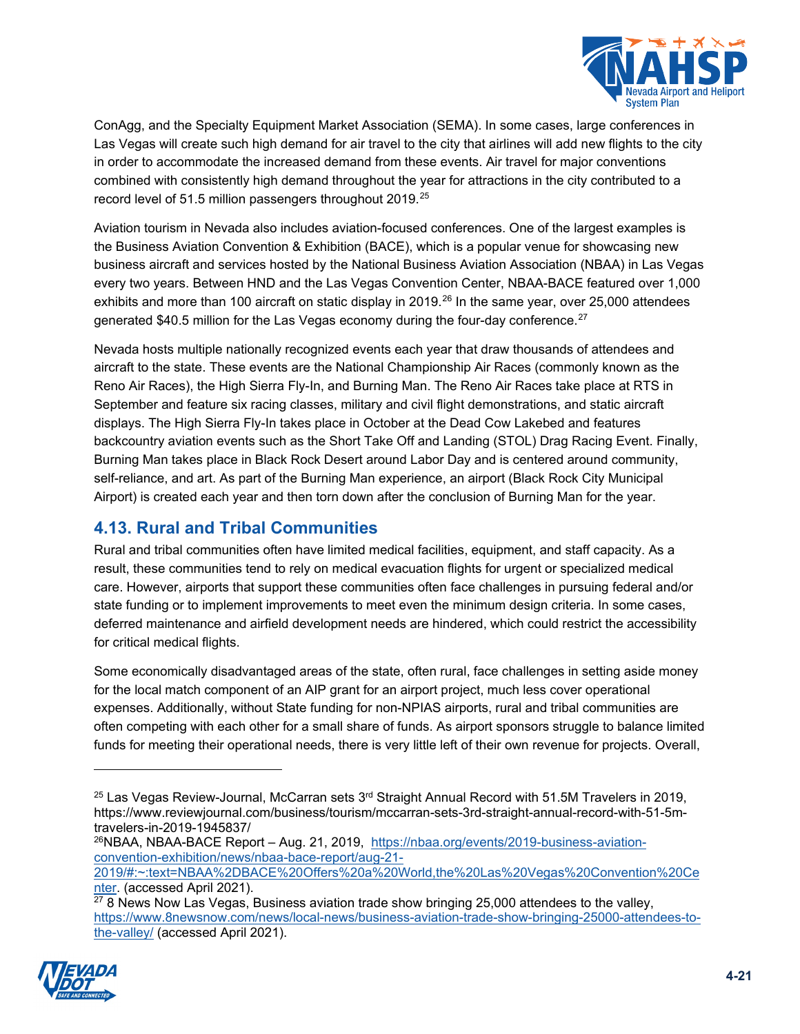ConAgg, and the Specialty Equipment Market Association (SEMA). In some cases, large conferences in Las Vegas will create such high demand for air travel to the city that airlines will add new flights to the city in order to accommodate the increased demand from these events. Air travel for major conventions combined with consistently high demand throughout the year for attractions in the city contributed to a record level of 51.5 million passengers throughout 2019.[25]

Aviation tourism in Nevada also includes aviation-focused conferences. One of the largest examples is the Business Aviation Convention & Exhibition (BACE), which is a popular venue for showcasing new business aircraft and services hosted by the National Business Aviation Association (NBAA) in Las Vegas every two years. Between HND and the Las Vegas Convention Center, NBAA-BACE featured over 1,000 exhibits and more than 100 aircraft on static display in 2019.[26] In the same year, over 25,000 attendees generated $40.5 million for the Las Vegas economy during the four-day conference.[27]

Nevada hosts multiple nationally recognized events each year that draw thousands of attendees and aircraft to the state. These events are the National Championship Air Races (commonly known as the Reno Air Races), the High Sierra Fly-In, and Burning Man. The Reno Air Races take place at RTS in September and feature six racing classes, military and civil flight demonstrations, and static aircraft displays. The High Sierra Fly-In takes place in October at the Dead Cow Lakebed and features backcountry aviation events such as the Short Take Off and Landing (STOL) Drag Racing Event. Finally, Burning Man takes place in Black Rock Desert around Labor Day and is centered around community, self-reliance, and art. As part of the Burning Man experience, an airport (Black Rock City Municipal Airport) is created each year and then torn down after the conclusion of Burning Man for the year.

## 4.13. Rural and Tribal Communities

Rural and tribal communities often have limited medical facilities, equipment, and staff capacity. As a result, these communities tend to rely on medical evacuation flights for urgent or specialized medical care. However, airports that support these communities often face challenges in pursuing federal and/or state funding or to implement improvements to meet even the minimum design criteria. In some cases, deferred maintenance and airfield development needs are hindered, which could restrict the accessibility for critical medical flights.

Some economically disadvantaged areas of the state, often rural, face challenges in setting aside money for the local match component of an AIP grant for an airport project, much less cover operational expenses. Additionally, without State funding for non-NPIAS airports, rural and tribal communities are often competing with each other for a small share of funds. As airport sponsors struggle to balance limited funds for meeting their operational needs, there is very little left of their own revenue for projects. Overall,

---

[25] Las Vegas Review-Journal, McCarran sets 3rd Straight Annual Record with 51.5M Travelers in 2019, https://www.reviewjournal.com/business/tourism/mccarran-sets-3rd-straight-annual-record-with-51-5m-travelers-in-2019-1945837/

[26] NBAA, NBAA-BACE Report – Aug. 21, 2019, https://nbaa.org/events/2019-business-aviation-convention-exhibition/news/nbaa-bace-report/aug-21-2019/#:~:text=NBAA%2DBACE%20Offers%20a%20World,the%20Las%20Vegas%20Convention%20Center. (accessed April 2021).

[27] 8 News Now Las Vegas, Business aviation trade show bringing 25,000 attendees to the valley, https://www.8newsnow.com/news/local-news/business-aviation-trade-show-bringing-25000-attendees-to-the-valley/ (accessed April 2021).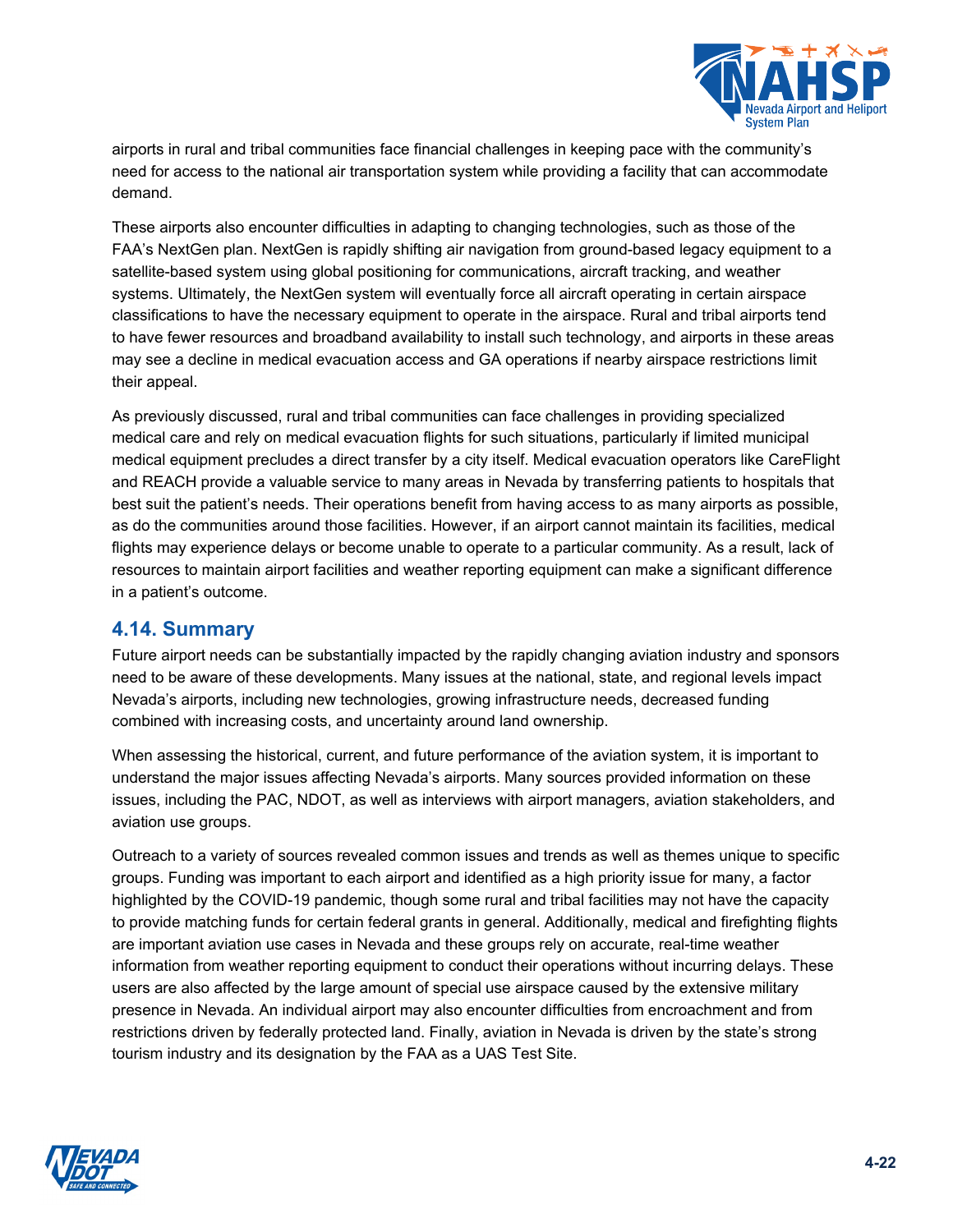airports in rural and tribal communities face financial challenges in keeping pace with the community's need for access to the national air transportation system while providing a facility that can accommodate demand.

These airports also encounter difficulties in adapting to changing technologies, such as those of the FAA's NextGen plan. NextGen is rapidly shifting air navigation from ground-based legacy equipment to a satellite-based system using global positioning for communications, aircraft tracking, and weather systems. Ultimately, the NextGen system will eventually force all aircraft operating in certain airspace classifications to have the necessary equipment to operate in the airspace. Rural and tribal airports tend to have fewer resources and broadband availability to install such technology, and airports in these areas may see a decline in medical evacuation access and GA operations if nearby airspace restrictions limit their appeal.

As previously discussed, rural and tribal communities can face challenges in providing specialized medical care and rely on medical evacuation flights for such situations, particularly if limited municipal medical equipment precludes a direct transfer by a city itself. Medical evacuation operators like CareFlight and REACH provide a valuable service to many areas in Nevada by transferring patients to hospitals that best suit the patient's needs. Their operations benefit from having access to as many airports as possible, as do the communities around those facilities. However, if an airport cannot maintain its facilities, medical flights may experience delays or become unable to operate to a particular community. As a result, lack of resources to maintain airport facilities and weather reporting equipment can make a significant difference in a patient's outcome.

## 4.14. Summary

Future airport needs can be substantially impacted by the rapidly changing aviation industry and sponsors need to be aware of these developments. Many issues at the national, state, and regional levels impact Nevada's airports, including new technologies, growing infrastructure needs, decreased funding combined with increasing costs, and uncertainty around land ownership.

When assessing the historical, current, and future performance of the aviation system, it is important to understand the major issues affecting Nevada's airports. Many sources provided information on these issues, including the PAC, NDOT, as well as interviews with airport managers, aviation stakeholders, and aviation use groups.

Outreach to a variety of sources revealed common issues and trends as well as themes unique to specific groups. Funding was important to each airport and identified as a high priority issue for many, a factor highlighted by the COVID-19 pandemic, though some rural and tribal facilities may not have the capacity to provide matching funds for certain federal grants in general. Additionally, medical and firefighting flights are important aviation use cases in Nevada and these groups rely on accurate, real-time weather information from weather reporting equipment to conduct their operations without incurring delays. These users are also affected by the large amount of special use airspace caused by the extensive military presence in Nevada. An individual airport may also encounter difficulties from encroachment and from restrictions driven by federally protected land. Finally, aviation in Nevada is driven by the state's strong tourism industry and its designation by the FAA as a UAS Test Site.